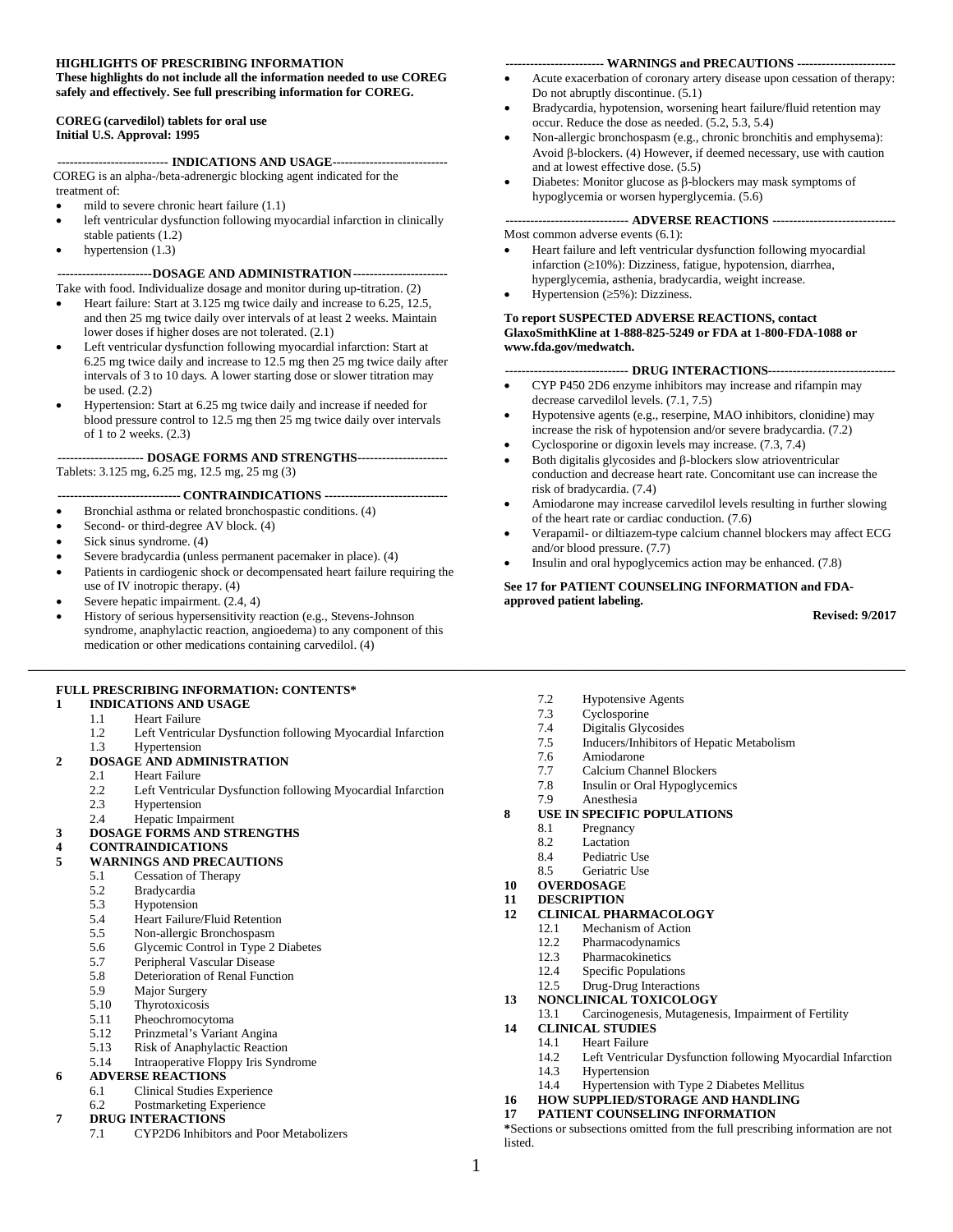**HIGHLIGHTS OF PRESCRIBING INFORMATION**
**These highlights do not include all the information needed to use COREG safely and effectively. See full prescribing information for COREG.**

**COREG (carvedilol) tablets for oral use**
**Initial U.S. Approval: 1995**

## INDICATIONS AND USAGE

COREG is an alpha-/beta-adrenergic blocking agent indicated for the treatment of:

- mild to severe chronic heart failure (1.1)
- left ventricular dysfunction following myocardial infarction in clinically stable patients (1.2)
- hypertension (1.3)

## DOSAGE AND ADMINISTRATION

Take with food. Individualize dosage and monitor during up-titration. (2)

- Heart failure: Start at 3.125 mg twice daily and increase to 6.25, 12.5, and then 25 mg twice daily over intervals of at least 2 weeks. Maintain lower doses if higher doses are not tolerated. (2.1)
- Left ventricular dysfunction following myocardial infarction: Start at 6.25 mg twice daily and increase to 12.5 mg then 25 mg twice daily after intervals of 3 to 10 days. A lower starting dose or slower titration may be used. (2.2)
- Hypertension: Start at 6.25 mg twice daily and increase if needed for blood pressure control to 12.5 mg then 25 mg twice daily over intervals of 1 to 2 weeks. (2.3)

## DOSAGE FORMS AND STRENGTHS

Tablets: 3.125 mg, 6.25 mg, 12.5 mg, 25 mg (3)

## CONTRAINDICATIONS

- Bronchial asthma or related bronchospastic conditions. (4)
- Second- or third-degree AV block. (4)
- Sick sinus syndrome. (4)
- Severe bradycardia (unless permanent pacemaker in place). (4)
- Patients in cardiogenic shock or decompensated heart failure requiring the use of IV inotropic therapy. (4)
- Severe hepatic impairment. (2.4, 4)
- History of serious hypersensitivity reaction (e.g., Stevens-Johnson syndrome, anaphylactic reaction, angioedema) to any component of this medication or other medications containing carvedilol. (4)

## WARNINGS and PRECAUTIONS

- Acute exacerbation of coronary artery disease upon cessation of therapy: Do not abruptly discontinue. (5.1)
- Bradycardia, hypotension, worsening heart failure/fluid retention may occur. Reduce the dose as needed. (5.2, 5.3, 5.4)
- Non-allergic bronchospasm (e.g., chronic bronchitis and emphysema): Avoid β-blockers. (4) However, if deemed necessary, use with caution and at lowest effective dose. (5.5)
- Diabetes: Monitor glucose as β-blockers may mask symptoms of hypoglycemia or worsen hyperglycemia. (5.6)

## ADVERSE REACTIONS

Most common adverse events (6.1):

- Heart failure and left ventricular dysfunction following myocardial infarction (≥10%): Dizziness, fatigue, hypotension, diarrhea, hyperglycemia, asthenia, bradycardia, weight increase.
- Hypertension (≥5%): Dizziness.

**To report SUSPECTED ADVERSE REACTIONS, contact GlaxoSmithKline at 1-888-825-5249 or FDA at 1-800-FDA-1088 or www.fda.gov/medwatch.**

## DRUG INTERACTIONS

- CYP P450 2D6 enzyme inhibitors may increase and rifampin may decrease carvedilol levels. (7.1, 7.5)
- Hypotensive agents (e.g., reserpine, MAO inhibitors, clonidine) may increase the risk of hypotension and/or severe bradycardia. (7.2)
- Cyclosporine or digoxin levels may increase. (7.3, 7.4)
- Both digitalis glycosides and β-blockers slow atrioventricular conduction and decrease heart rate. Concomitant use can increase the risk of bradycardia. (7.4)
- Amiodarone may increase carvedilol levels resulting in further slowing of the heart rate or cardiac conduction. (7.6)
- Verapamil- or diltiazem-type calcium channel blockers may affect ECG and/or blood pressure. (7.7)
- Insulin and oral hypoglycemics action may be enhanced. (7.8)

**See 17 for PATIENT COUNSELING INFORMATION and FDA-approved patient labeling.**

**Revised: 9/2017**

---

**FULL PRESCRIBING INFORMATION: CONTENTS***

**1 INDICATIONS AND USAGE**
- 1.1 Heart Failure
- 1.2 Left Ventricular Dysfunction following Myocardial Infarction
- 1.3 Hypertension

**2 DOSAGE AND ADMINISTRATION**
- 2.1 Heart Failure
- 2.2 Left Ventricular Dysfunction following Myocardial Infarction
- 2.3 Hypertension
- 2.4 Hepatic Impairment

**3 DOSAGE FORMS AND STRENGTHS**

**4 CONTRAINDICATIONS**

**5 WARNINGS AND PRECAUTIONS**
- 5.1 Cessation of Therapy
- 5.2 Bradycardia
- 5.3 Hypotension
- 5.4 Heart Failure/Fluid Retention
- 5.5 Non-allergic Bronchospasm
- 5.6 Glycemic Control in Type 2 Diabetes
- 5.7 Peripheral Vascular Disease
- 5.8 Deterioration of Renal Function
- 5.9 Major Surgery
- 5.10 Thyrotoxicosis
- 5.11 Pheochromocytoma
- 5.12 Prinzmetal's Variant Angina
- 5.13 Risk of Anaphylactic Reaction
- 5.14 Intraoperative Floppy Iris Syndrome

**6 ADVERSE REACTIONS**
- 6.1 Clinical Studies Experience
- 6.2 Postmarketing Experience

**7 DRUG INTERACTIONS**
- 7.1 CYP2D6 Inhibitors and Poor Metabolizers
- 7.2 Hypotensive Agents
- 7.3 Cyclosporine
- 7.4 Digitalis Glycosides
- 7.5 Inducers/Inhibitors of Hepatic Metabolism
- 7.6 Amiodarone
- 7.7 Calcium Channel Blockers
- 7.8 Insulin or Oral Hypoglycemics
- 7.9 Anesthesia

**8 USE IN SPECIFIC POPULATIONS**
- 8.1 Pregnancy
- 8.2 Lactation
- 8.4 Pediatric Use
- 8.5 Geriatric Use

**10 OVERDOSAGE**

**11 DESCRIPTION**

**12 CLINICAL PHARMACOLOGY**
- 12.1 Mechanism of Action
- 12.2 Pharmacodynamics
- 12.3 Pharmacokinetics
- 12.4 Specific Populations
- 12.5 Drug-Drug Interactions

**13 NONCLINICAL TOXICOLOGY**
- 13.1 Carcinogenesis, Mutagenesis, Impairment of Fertility

**14 CLINICAL STUDIES**
- 14.1 Heart Failure
- 14.2 Left Ventricular Dysfunction following Myocardial Infarction
- 14.3 Hypertension
- 14.4 Hypertension with Type 2 Diabetes Mellitus

**16 HOW SUPPLIED/STORAGE AND HANDLING**

**17 PATIENT COUNSELING INFORMATION**

***Sections or subsections omitted from the full prescribing information are not listed.**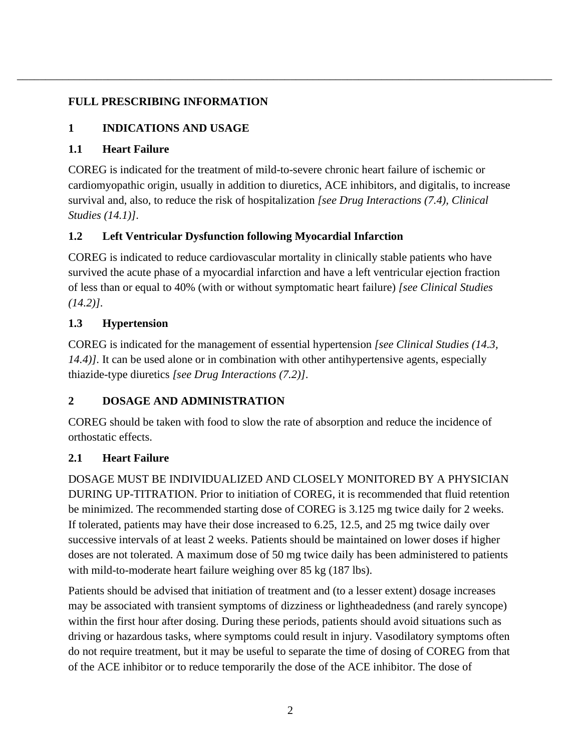# FULL PRESCRIBING INFORMATION

## 1 INDICATIONS AND USAGE

### 1.1 Heart Failure

COREG is indicated for the treatment of mild-to-severe chronic heart failure of ischemic or cardiomyopathic origin, usually in addition to diuretics, ACE inhibitors, and digitalis, to increase survival and, also, to reduce the risk of hospitalization *[see Drug Interactions (7.4), Clinical Studies (14.1)]*.

### 1.2 Left Ventricular Dysfunction following Myocardial Infarction

COREG is indicated to reduce cardiovascular mortality in clinically stable patients who have survived the acute phase of a myocardial infarction and have a left ventricular ejection fraction of less than or equal to 40% (with or without symptomatic heart failure) *[see Clinical Studies (14.2)]*.

### 1.3 Hypertension

COREG is indicated for the management of essential hypertension *[see Clinical Studies (14.3, 14.4)]*. It can be used alone or in combination with other antihypertensive agents, especially thiazide-type diuretics *[see Drug Interactions (7.2)]*.

## 2 DOSAGE AND ADMINISTRATION

COREG should be taken with food to slow the rate of absorption and reduce the incidence of orthostatic effects.

### 2.1 Heart Failure

DOSAGE MUST BE INDIVIDUALIZED AND CLOSELY MONITORED BY A PHYSICIAN DURING UP-TITRATION. Prior to initiation of COREG, it is recommended that fluid retention be minimized. The recommended starting dose of COREG is 3.125 mg twice daily for 2 weeks. If tolerated, patients may have their dose increased to 6.25, 12.5, and 25 mg twice daily over successive intervals of at least 2 weeks. Patients should be maintained on lower doses if higher doses are not tolerated. A maximum dose of 50 mg twice daily has been administered to patients with mild-to-moderate heart failure weighing over 85 kg (187 lbs).

Patients should be advised that initiation of treatment and (to a lesser extent) dosage increases may be associated with transient symptoms of dizziness or lightheadedness (and rarely syncope) within the first hour after dosing. During these periods, patients should avoid situations such as driving or hazardous tasks, where symptoms could result in injury. Vasodilatory symptoms often do not require treatment, but it may be useful to separate the time of dosing of COREG from that of the ACE inhibitor or to reduce temporarily the dose of the ACE inhibitor. The dose of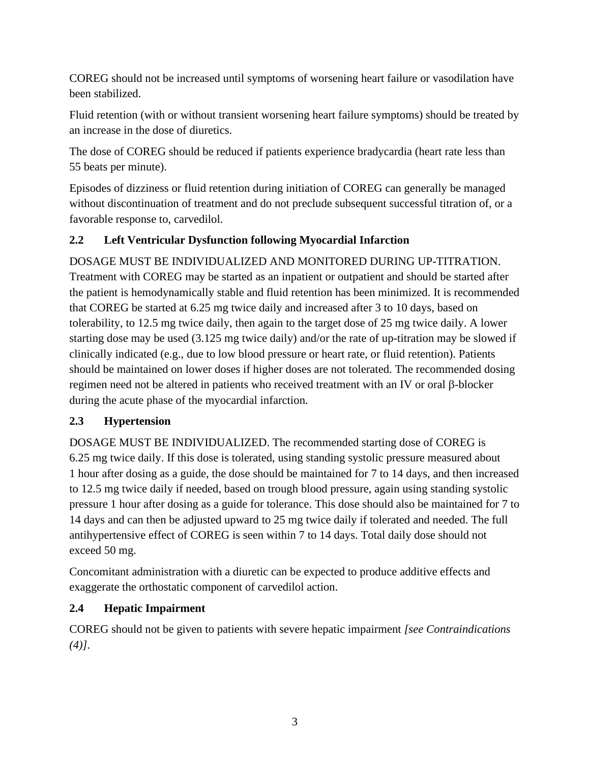COREG should not be increased until symptoms of worsening heart failure or vasodilation have been stabilized.

Fluid retention (with or without transient worsening heart failure symptoms) should be treated by an increase in the dose of diuretics.

The dose of COREG should be reduced if patients experience bradycardia (heart rate less than 55 beats per minute).

Episodes of dizziness or fluid retention during initiation of COREG can generally be managed without discontinuation of treatment and do not preclude subsequent successful titration of, or a favorable response to, carvedilol.

## 2.2 Left Ventricular Dysfunction following Myocardial Infarction

DOSAGE MUST BE INDIVIDUALIZED AND MONITORED DURING UP-TITRATION. Treatment with COREG may be started as an inpatient or outpatient and should be started after the patient is hemodynamically stable and fluid retention has been minimized. It is recommended that COREG be started at 6.25 mg twice daily and increased after 3 to 10 days, based on tolerability, to 12.5 mg twice daily, then again to the target dose of 25 mg twice daily. A lower starting dose may be used (3.125 mg twice daily) and/or the rate of up-titration may be slowed if clinically indicated (e.g., due to low blood pressure or heart rate, or fluid retention). Patients should be maintained on lower doses if higher doses are not tolerated. The recommended dosing regimen need not be altered in patients who received treatment with an IV or oral β-blocker during the acute phase of the myocardial infarction.

## 2.3 Hypertension

DOSAGE MUST BE INDIVIDUALIZED. The recommended starting dose of COREG is 6.25 mg twice daily. If this dose is tolerated, using standing systolic pressure measured about 1 hour after dosing as a guide, the dose should be maintained for 7 to 14 days, and then increased to 12.5 mg twice daily if needed, based on trough blood pressure, again using standing systolic pressure 1 hour after dosing as a guide for tolerance. This dose should also be maintained for 7 to 14 days and can then be adjusted upward to 25 mg twice daily if tolerated and needed. The full antihypertensive effect of COREG is seen within 7 to 14 days. Total daily dose should not exceed 50 mg.

Concomitant administration with a diuretic can be expected to produce additive effects and exaggerate the orthostatic component of carvedilol action.

## 2.4 Hepatic Impairment

COREG should not be given to patients with severe hepatic impairment *[see Contraindications (4)]*.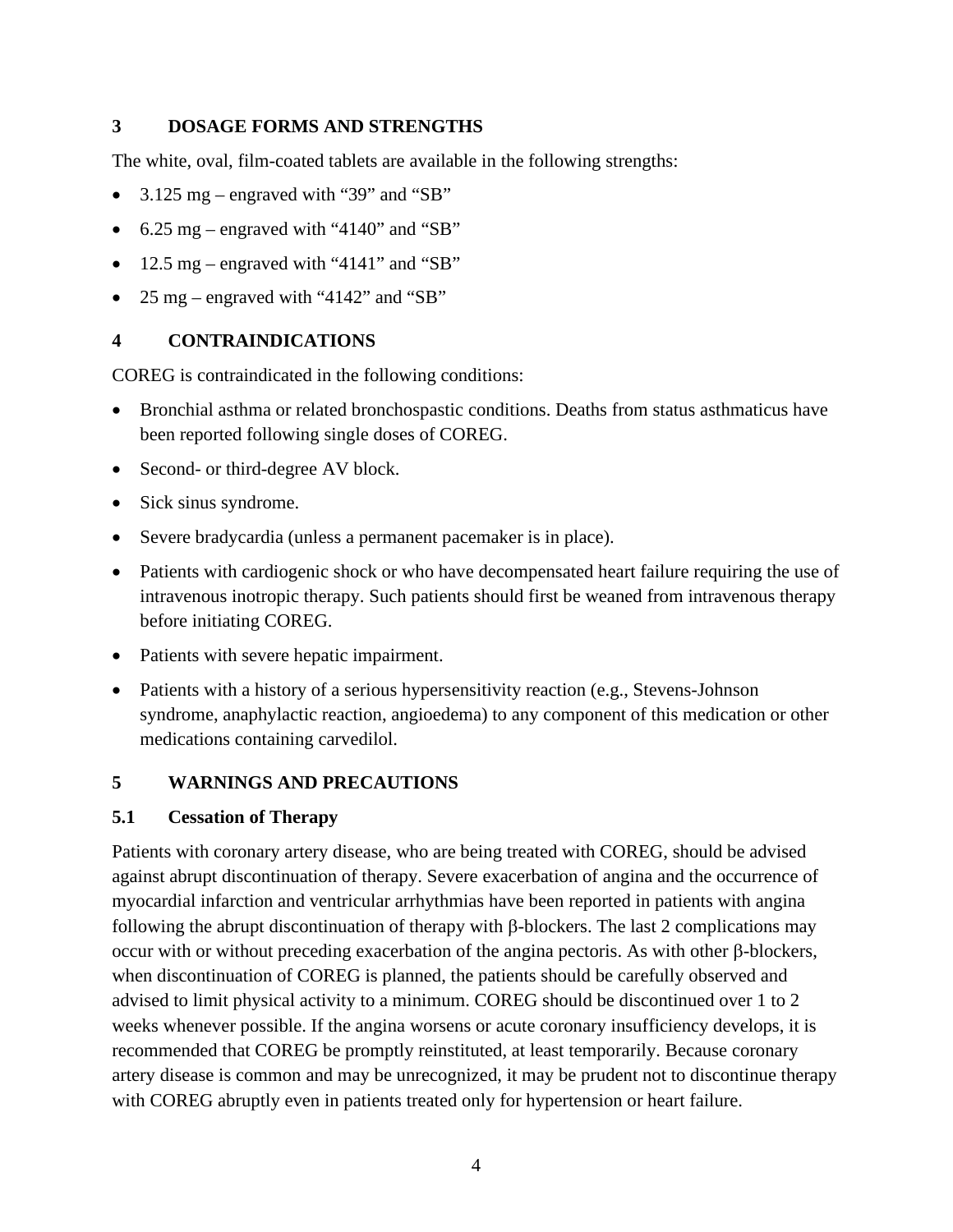## 3 DOSAGE FORMS AND STRENGTHS

The white, oval, film-coated tablets are available in the following strengths:

- 3.125 mg – engraved with “39” and “SB”
- 6.25 mg – engraved with “4140” and “SB”
- 12.5 mg – engraved with “4141” and “SB”
- 25 mg – engraved with “4142” and “SB”

## 4 CONTRAINDICATIONS

COREG is contraindicated in the following conditions:

- Bronchial asthma or related bronchospastic conditions. Deaths from status asthmaticus have been reported following single doses of COREG.
- Second- or third-degree AV block.
- Sick sinus syndrome.
- Severe bradycardia (unless a permanent pacemaker is in place).
- Patients with cardiogenic shock or who have decompensated heart failure requiring the use of intravenous inotropic therapy. Such patients should first be weaned from intravenous therapy before initiating COREG.
- Patients with severe hepatic impairment.
- Patients with a history of a serious hypersensitivity reaction (e.g., Stevens-Johnson syndrome, anaphylactic reaction, angioedema) to any component of this medication or other medications containing carvedilol.

## 5 WARNINGS AND PRECAUTIONS

### 5.1 Cessation of Therapy

Patients with coronary artery disease, who are being treated with COREG, should be advised against abrupt discontinuation of therapy. Severe exacerbation of angina and the occurrence of myocardial infarction and ventricular arrhythmias have been reported in patients with angina following the abrupt discontinuation of therapy with β-blockers. The last 2 complications may occur with or without preceding exacerbation of the angina pectoris. As with other β-blockers, when discontinuation of COREG is planned, the patients should be carefully observed and advised to limit physical activity to a minimum. COREG should be discontinued over 1 to 2 weeks whenever possible. If the angina worsens or acute coronary insufficiency develops, it is recommended that COREG be promptly reinstituted, at least temporarily. Because coronary artery disease is common and may be unrecognized, it may be prudent not to discontinue therapy with COREG abruptly even in patients treated only for hypertension or heart failure.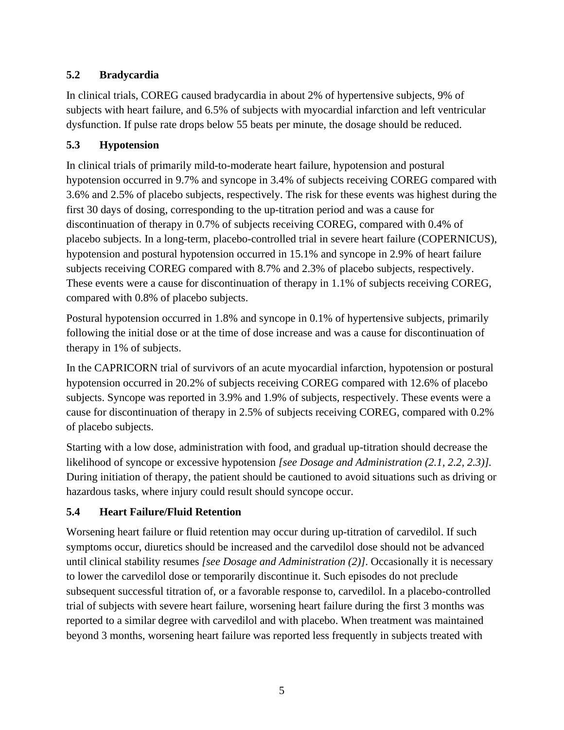### 5.2 Bradycardia

In clinical trials, COREG caused bradycardia in about 2% of hypertensive subjects, 9% of subjects with heart failure, and 6.5% of subjects with myocardial infarction and left ventricular dysfunction. If pulse rate drops below 55 beats per minute, the dosage should be reduced.

### 5.3 Hypotension

In clinical trials of primarily mild-to-moderate heart failure, hypotension and postural hypotension occurred in 9.7% and syncope in 3.4% of subjects receiving COREG compared with 3.6% and 2.5% of placebo subjects, respectively. The risk for these events was highest during the first 30 days of dosing, corresponding to the up-titration period and was a cause for discontinuation of therapy in 0.7% of subjects receiving COREG, compared with 0.4% of placebo subjects. In a long-term, placebo-controlled trial in severe heart failure (COPERNICUS), hypotension and postural hypotension occurred in 15.1% and syncope in 2.9% of heart failure subjects receiving COREG compared with 8.7% and 2.3% of placebo subjects, respectively. These events were a cause for discontinuation of therapy in 1.1% of subjects receiving COREG, compared with 0.8% of placebo subjects.

Postural hypotension occurred in 1.8% and syncope in 0.1% of hypertensive subjects, primarily following the initial dose or at the time of dose increase and was a cause for discontinuation of therapy in 1% of subjects.

In the CAPRICORN trial of survivors of an acute myocardial infarction, hypotension or postural hypotension occurred in 20.2% of subjects receiving COREG compared with 12.6% of placebo subjects. Syncope was reported in 3.9% and 1.9% of subjects, respectively. These events were a cause for discontinuation of therapy in 2.5% of subjects receiving COREG, compared with 0.2% of placebo subjects.

Starting with a low dose, administration with food, and gradual up-titration should decrease the likelihood of syncope or excessive hypotension *[see Dosage and Administration (2.1, 2.2, 2.3)]*. During initiation of therapy, the patient should be cautioned to avoid situations such as driving or hazardous tasks, where injury could result should syncope occur.

### 5.4 Heart Failure/Fluid Retention

Worsening heart failure or fluid retention may occur during up-titration of carvedilol. If such symptoms occur, diuretics should be increased and the carvedilol dose should not be advanced until clinical stability resumes *[see Dosage and Administration (2)]*. Occasionally it is necessary to lower the carvedilol dose or temporarily discontinue it. Such episodes do not preclude subsequent successful titration of, or a favorable response to, carvedilol. In a placebo-controlled trial of subjects with severe heart failure, worsening heart failure during the first 3 months was reported to a similar degree with carvedilol and with placebo. When treatment was maintained beyond 3 months, worsening heart failure was reported less frequently in subjects treated with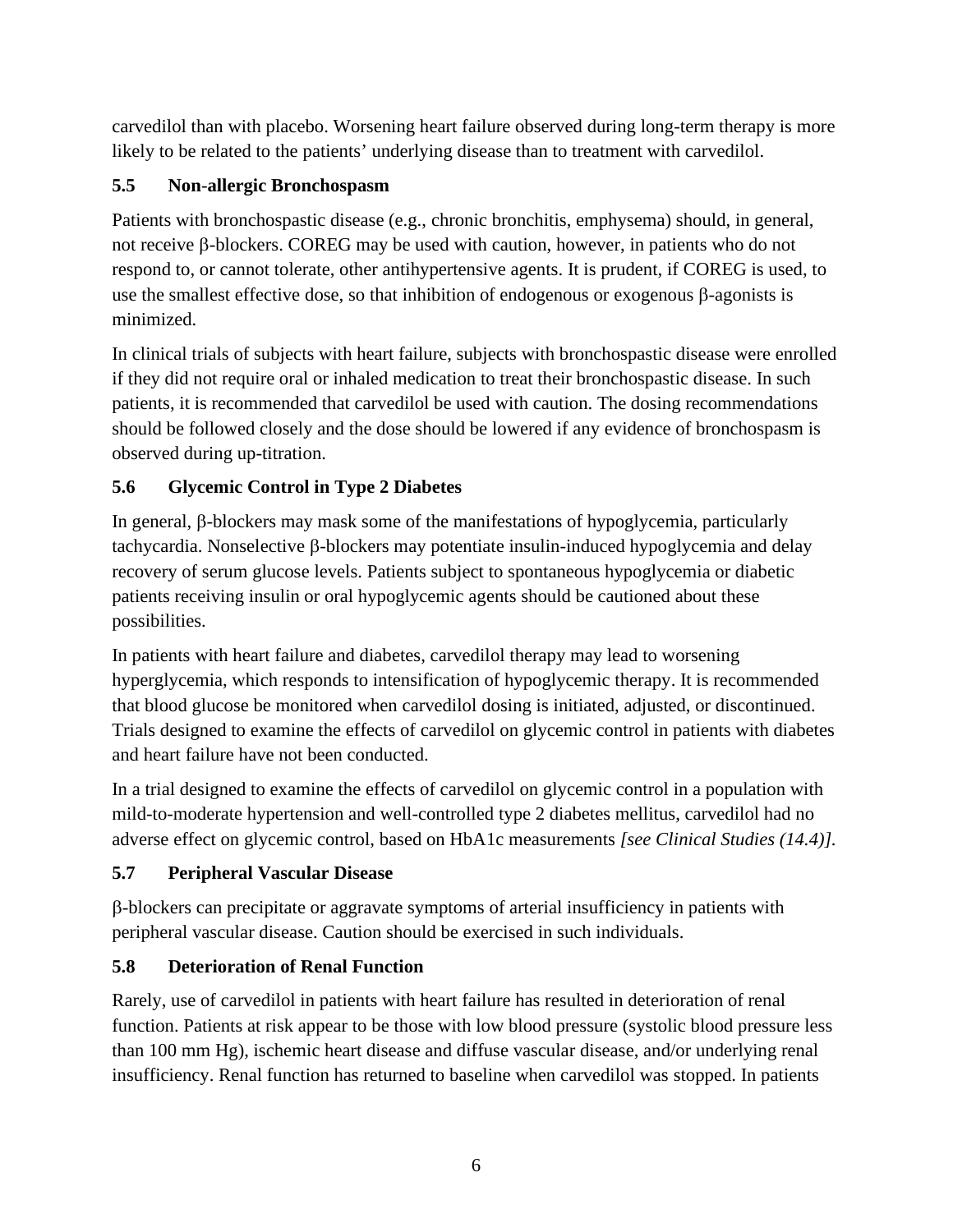carvedilol than with placebo. Worsening heart failure observed during long-term therapy is more likely to be related to the patients' underlying disease than to treatment with carvedilol.

### 5.5 Non-allergic Bronchospasm

Patients with bronchospastic disease (e.g., chronic bronchitis, emphysema) should, in general, not receive β-blockers. COREG may be used with caution, however, in patients who do not respond to, or cannot tolerate, other antihypertensive agents. It is prudent, if COREG is used, to use the smallest effective dose, so that inhibition of endogenous or exogenous β-agonists is minimized.

In clinical trials of subjects with heart failure, subjects with bronchospastic disease were enrolled if they did not require oral or inhaled medication to treat their bronchospastic disease. In such patients, it is recommended that carvedilol be used with caution. The dosing recommendations should be followed closely and the dose should be lowered if any evidence of bronchospasm is observed during up-titration.

### 5.6 Glycemic Control in Type 2 Diabetes

In general, β-blockers may mask some of the manifestations of hypoglycemia, particularly tachycardia. Nonselective β-blockers may potentiate insulin-induced hypoglycemia and delay recovery of serum glucose levels. Patients subject to spontaneous hypoglycemia or diabetic patients receiving insulin or oral hypoglycemic agents should be cautioned about these possibilities.

In patients with heart failure and diabetes, carvedilol therapy may lead to worsening hyperglycemia, which responds to intensification of hypoglycemic therapy. It is recommended that blood glucose be monitored when carvedilol dosing is initiated, adjusted, or discontinued. Trials designed to examine the effects of carvedilol on glycemic control in patients with diabetes and heart failure have not been conducted.

In a trial designed to examine the effects of carvedilol on glycemic control in a population with mild-to-moderate hypertension and well-controlled type 2 diabetes mellitus, carvedilol had no adverse effect on glycemic control, based on HbA1c measurements *[see Clinical Studies (14.4)]*.

### 5.7 Peripheral Vascular Disease

β-blockers can precipitate or aggravate symptoms of arterial insufficiency in patients with peripheral vascular disease. Caution should be exercised in such individuals.

### 5.8 Deterioration of Renal Function

Rarely, use of carvedilol in patients with heart failure has resulted in deterioration of renal function. Patients at risk appear to be those with low blood pressure (systolic blood pressure less than 100 mm Hg), ischemic heart disease and diffuse vascular disease, and/or underlying renal insufficiency. Renal function has returned to baseline when carvedilol was stopped. In patients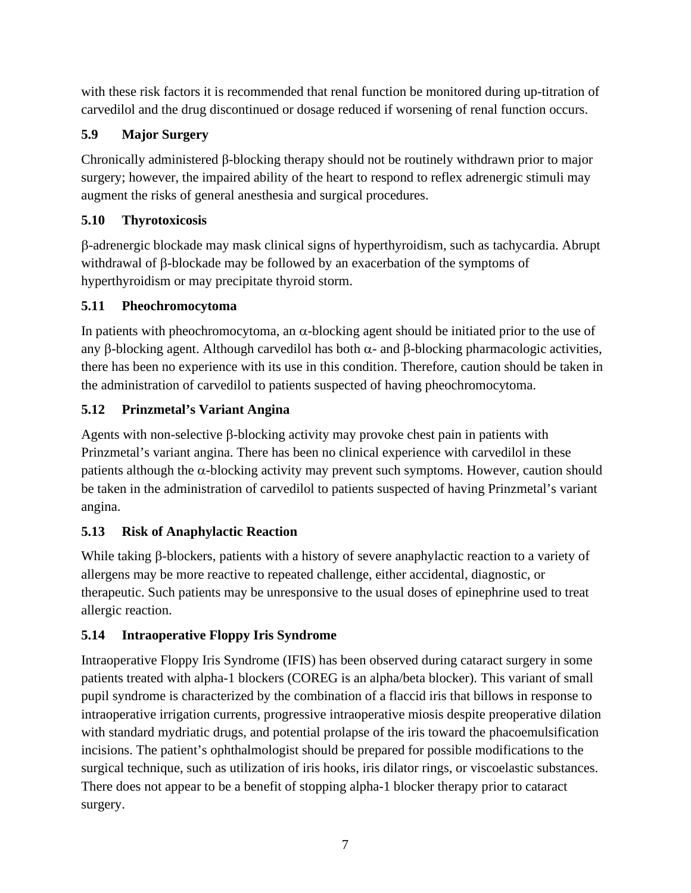with these risk factors it is recommended that renal function be monitored during up-titration of carvedilol and the drug discontinued or dosage reduced if worsening of renal function occurs.

### 5.9 Major Surgery

Chronically administered β-blocking therapy should not be routinely withdrawn prior to major surgery; however, the impaired ability of the heart to respond to reflex adrenergic stimuli may augment the risks of general anesthesia and surgical procedures.

### 5.10 Thyrotoxicosis

β-adrenergic blockade may mask clinical signs of hyperthyroidism, such as tachycardia. Abrupt withdrawal of β-blockade may be followed by an exacerbation of the symptoms of hyperthyroidism or may precipitate thyroid storm.

### 5.11 Pheochromocytoma

In patients with pheochromocytoma, an α-blocking agent should be initiated prior to the use of any β-blocking agent. Although carvedilol has both α- and β-blocking pharmacologic activities, there has been no experience with its use in this condition. Therefore, caution should be taken in the administration of carvedilol to patients suspected of having pheochromocytoma.

### 5.12 Prinzmetal's Variant Angina

Agents with non-selective β-blocking activity may provoke chest pain in patients with Prinzmetal's variant angina. There has been no clinical experience with carvedilol in these patients although the α-blocking activity may prevent such symptoms. However, caution should be taken in the administration of carvedilol to patients suspected of having Prinzmetal's variant angina.

### 5.13 Risk of Anaphylactic Reaction

While taking β-blockers, patients with a history of severe anaphylactic reaction to a variety of allergens may be more reactive to repeated challenge, either accidental, diagnostic, or therapeutic. Such patients may be unresponsive to the usual doses of epinephrine used to treat allergic reaction.

### 5.14 Intraoperative Floppy Iris Syndrome

Intraoperative Floppy Iris Syndrome (IFIS) has been observed during cataract surgery in some patients treated with alpha-1 blockers (COREG is an alpha/beta blocker). This variant of small pupil syndrome is characterized by the combination of a flaccid iris that billows in response to intraoperative irrigation currents, progressive intraoperative miosis despite preoperative dilation with standard mydriatic drugs, and potential prolapse of the iris toward the phacoemulsification incisions. The patient's ophthalmologist should be prepared for possible modifications to the surgical technique, such as utilization of iris hooks, iris dilator rings, or viscoelastic substances. There does not appear to be a benefit of stopping alpha-1 blocker therapy prior to cataract surgery.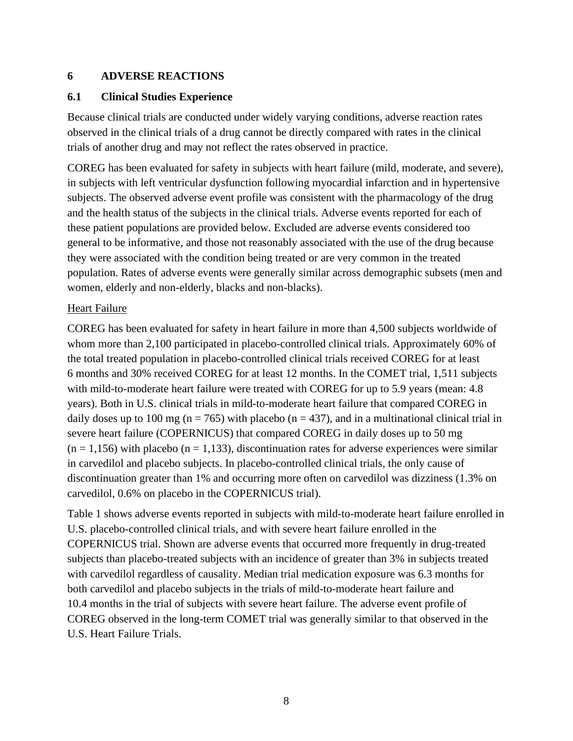## 6 ADVERSE REACTIONS

### 6.1 Clinical Studies Experience

Because clinical trials are conducted under widely varying conditions, adverse reaction rates observed in the clinical trials of a drug cannot be directly compared with rates in the clinical trials of another drug and may not reflect the rates observed in practice.

COREG has been evaluated for safety in subjects with heart failure (mild, moderate, and severe), in subjects with left ventricular dysfunction following myocardial infarction and in hypertensive subjects. The observed adverse event profile was consistent with the pharmacology of the drug and the health status of the subjects in the clinical trials. Adverse events reported for each of these patient populations are provided below. Excluded are adverse events considered too general to be informative, and those not reasonably associated with the use of the drug because they were associated with the condition being treated or are very common in the treated population. Rates of adverse events were generally similar across demographic subsets (men and women, elderly and non-elderly, blacks and non-blacks).

Heart Failure

COREG has been evaluated for safety in heart failure in more than 4,500 subjects worldwide of whom more than 2,100 participated in placebo-controlled clinical trials. Approximately 60% of the total treated population in placebo-controlled clinical trials received COREG for at least 6 months and 30% received COREG for at least 12 months. In the COMET trial, 1,511 subjects with mild-to-moderate heart failure were treated with COREG for up to 5.9 years (mean: 4.8 years). Both in U.S. clinical trials in mild-to-moderate heart failure that compared COREG in daily doses up to 100 mg (n = 765) with placebo (n = 437), and in a multinational clinical trial in severe heart failure (COPERNICUS) that compared COREG in daily doses up to 50 mg (n = 1,156) with placebo (n = 1,133), discontinuation rates for adverse experiences were similar in carvedilol and placebo subjects. In placebo-controlled clinical trials, the only cause of discontinuation greater than 1% and occurring more often on carvedilol was dizziness (1.3% on carvedilol, 0.6% on placebo in the COPERNICUS trial).

Table 1 shows adverse events reported in subjects with mild-to-moderate heart failure enrolled in U.S. placebo-controlled clinical trials, and with severe heart failure enrolled in the COPERNICUS trial. Shown are adverse events that occurred more frequently in drug-treated subjects than placebo-treated subjects with an incidence of greater than 3% in subjects treated with carvedilol regardless of causality. Median trial medication exposure was 6.3 months for both carvedilol and placebo subjects in the trials of mild-to-moderate heart failure and 10.4 months in the trial of subjects with severe heart failure. The adverse event profile of COREG observed in the long-term COMET trial was generally similar to that observed in the U.S. Heart Failure Trials.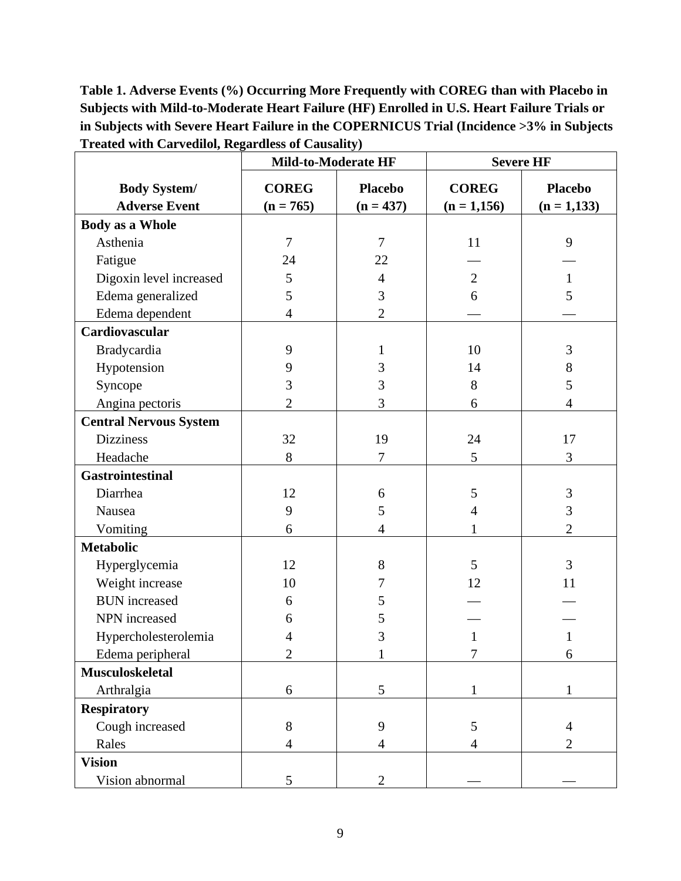**Table 1. Adverse Events (%) Occurring More Frequently with COREG than with Placebo in Subjects with Mild-to-Moderate Heart Failure (HF) Enrolled in U.S. Heart Failure Trials or in Subjects with Severe Heart Failure in the COPERNICUS Trial (Incidence >3% in Subjects Treated with Carvedilol, Regardless of Causality)**

| | Mild-to-Moderate HF | | Severe HF | |
|---|---|---|---|---|
| **Body System/ Adverse Event** | **COREG (n = 765)** | **Placebo (n = 437)** | **COREG (n = 1,156)** | **Placebo (n = 1,133)** |
| **Body as a Whole** | | | | |
| Asthenia | 7 | 7 | 11 | 9 |
| Fatigue | 24 | 22 | — | — |
| Digoxin level increased | 5 | 4 | 2 | 1 |
| Edema generalized | 5 | 3 | 6 | 5 |
| Edema dependent | 4 | 2 | — | — |
| **Cardiovascular** | | | | |
| Bradycardia | 9 | 1 | 10 | 3 |
| Hypotension | 9 | 3 | 14 | 8 |
| Syncope | 3 | 3 | 8 | 5 |
| Angina pectoris | 2 | 3 | 6 | 4 |
| **Central Nervous System** | | | | |
| Dizziness | 32 | 19 | 24 | 17 |
| Headache | 8 | 7 | 5 | 3 |
| **Gastrointestinal** | | | | |
| Diarrhea | 12 | 6 | 5 | 3 |
| Nausea | 9 | 5 | 4 | 3 |
| Vomiting | 6 | 4 | 1 | 2 |
| **Metabolic** | | | | |
| Hyperglycemia | 12 | 8 | 5 | 3 |
| Weight increase | 10 | 7 | 12 | 11 |
| BUN increased | 6 | 5 | — | — |
| NPN increased | 6 | 5 | — | — |
| Hypercholesterolemia | 4 | 3 | 1 | 1 |
| Edema peripheral | 2 | 1 | 7 | 6 |
| **Musculoskeletal** | | | | |
| Arthralgia | 6 | 5 | 1 | 1 |
| **Respiratory** | | | | |
| Cough increased | 8 | 9 | 5 | 4 |
| Rales | 4 | 4 | 4 | 2 |
| **Vision** | | | | |
| Vision abnormal | 5 | 2 | — | — |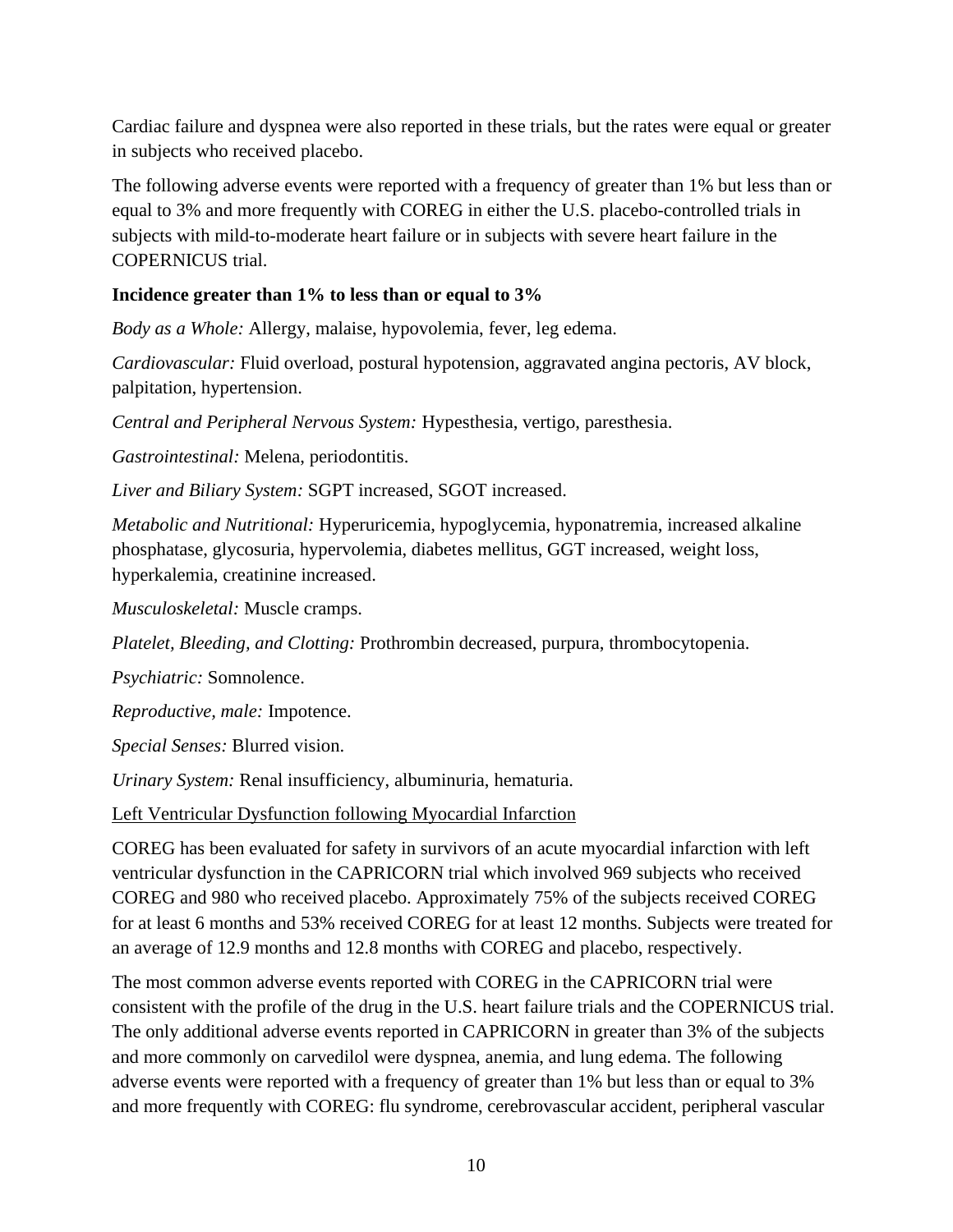Cardiac failure and dyspnea were also reported in these trials, but the rates were equal or greater in subjects who received placebo.

The following adverse events were reported with a frequency of greater than 1% but less than or equal to 3% and more frequently with COREG in either the U.S. placebo-controlled trials in subjects with mild-to-moderate heart failure or in subjects with severe heart failure in the COPERNICUS trial.

**Incidence greater than 1% to less than or equal to 3%**

*Body as a Whole:* Allergy, malaise, hypovolemia, fever, leg edema.

*Cardiovascular:* Fluid overload, postural hypotension, aggravated angina pectoris, AV block, palpitation, hypertension.

*Central and Peripheral Nervous System:* Hypesthesia, vertigo, paresthesia.

*Gastrointestinal:* Melena, periodontitis.

*Liver and Biliary System:* SGPT increased, SGOT increased.

*Metabolic and Nutritional:* Hyperuricemia, hypoglycemia, hyponatremia, increased alkaline phosphatase, glycosuria, hypervolemia, diabetes mellitus, GGT increased, weight loss, hyperkalemia, creatinine increased.

*Musculoskeletal:* Muscle cramps.

*Platelet, Bleeding, and Clotting:* Prothrombin decreased, purpura, thrombocytopenia.

*Psychiatric:* Somnolence.

*Reproductive, male:* Impotence.

*Special Senses:* Blurred vision.

*Urinary System:* Renal insufficiency, albuminuria, hematuria.

<u>Left Ventricular Dysfunction following Myocardial Infarction</u>

COREG has been evaluated for safety in survivors of an acute myocardial infarction with left ventricular dysfunction in the CAPRICORN trial which involved 969 subjects who received COREG and 980 who received placebo. Approximately 75% of the subjects received COREG for at least 6 months and 53% received COREG for at least 12 months. Subjects were treated for an average of 12.9 months and 12.8 months with COREG and placebo, respectively.

The most common adverse events reported with COREG in the CAPRICORN trial were consistent with the profile of the drug in the U.S. heart failure trials and the COPERNICUS trial. The only additional adverse events reported in CAPRICORN in greater than 3% of the subjects and more commonly on carvedilol were dyspnea, anemia, and lung edema. The following adverse events were reported with a frequency of greater than 1% but less than or equal to 3% and more frequently with COREG: flu syndrome, cerebrovascular accident, peripheral vascular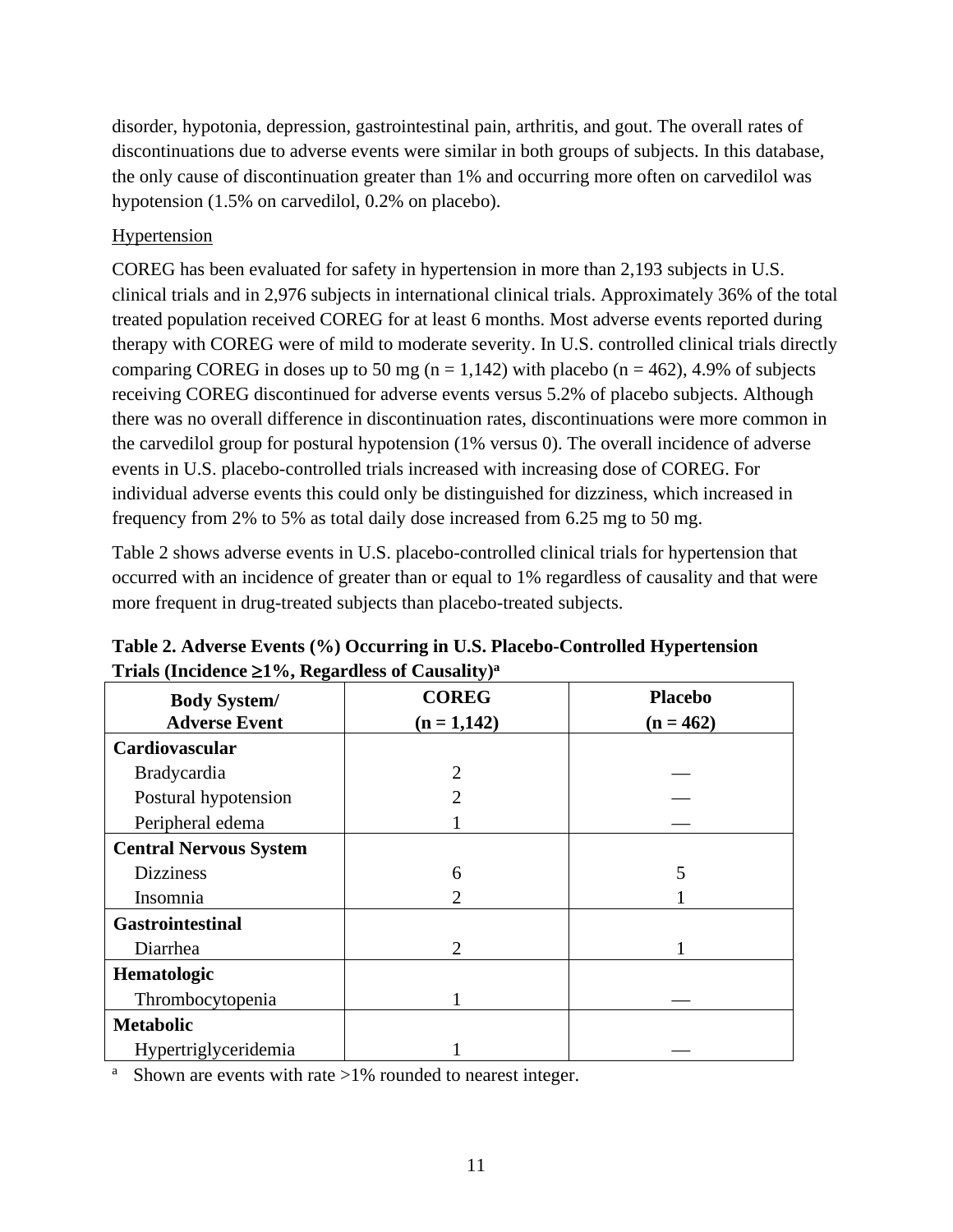disorder, hypotonia, depression, gastrointestinal pain, arthritis, and gout. The overall rates of discontinuations due to adverse events were similar in both groups of subjects. In this database, the only cause of discontinuation greater than 1% and occurring more often on carvedilol was hypotension (1.5% on carvedilol, 0.2% on placebo).

<u>Hypertension</u>

COREG has been evaluated for safety in hypertension in more than 2,193 subjects in U.S. clinical trials and in 2,976 subjects in international clinical trials. Approximately 36% of the total treated population received COREG for at least 6 months. Most adverse events reported during therapy with COREG were of mild to moderate severity. In U.S. controlled clinical trials directly comparing COREG in doses up to 50 mg (n = 1,142) with placebo (n = 462), 4.9% of subjects receiving COREG discontinued for adverse events versus 5.2% of placebo subjects. Although there was no overall difference in discontinuation rates, discontinuations were more common in the carvedilol group for postural hypotension (1% versus 0). The overall incidence of adverse events in U.S. placebo-controlled trials increased with increasing dose of COREG. For individual adverse events this could only be distinguished for dizziness, which increased in frequency from 2% to 5% as total daily dose increased from 6.25 mg to 50 mg.

Table 2 shows adverse events in U.S. placebo-controlled clinical trials for hypertension that occurred with an incidence of greater than or equal to 1% regardless of causality and that were more frequent in drug-treated subjects than placebo-treated subjects.

**Table 2. Adverse Events (%) Occurring in U.S. Placebo-Controlled Hypertension Trials (Incidence ≥1%, Regardless of Causality)[a]**

| Body System/ Adverse Event | COREG (n = 1,142) | Placebo (n = 462) |
|---|---|---|
| **Cardiovascular** | | |
| Bradycardia | 2 | — |
| Postural hypotension | 2 | — |
| Peripheral edema | 1 | — |
| **Central Nervous System** | | |
| Dizziness | 6 | 5 |
| Insomnia | 2 | 1 |
| **Gastrointestinal** | | |
| Diarrhea | 2 | 1 |
| **Hematologic** | | |
| Thrombocytopenia | 1 | — |
| **Metabolic** | | |
| Hypertriglyceridemia | 1 | — |

[a] Shown are events with rate >1% rounded to nearest integer.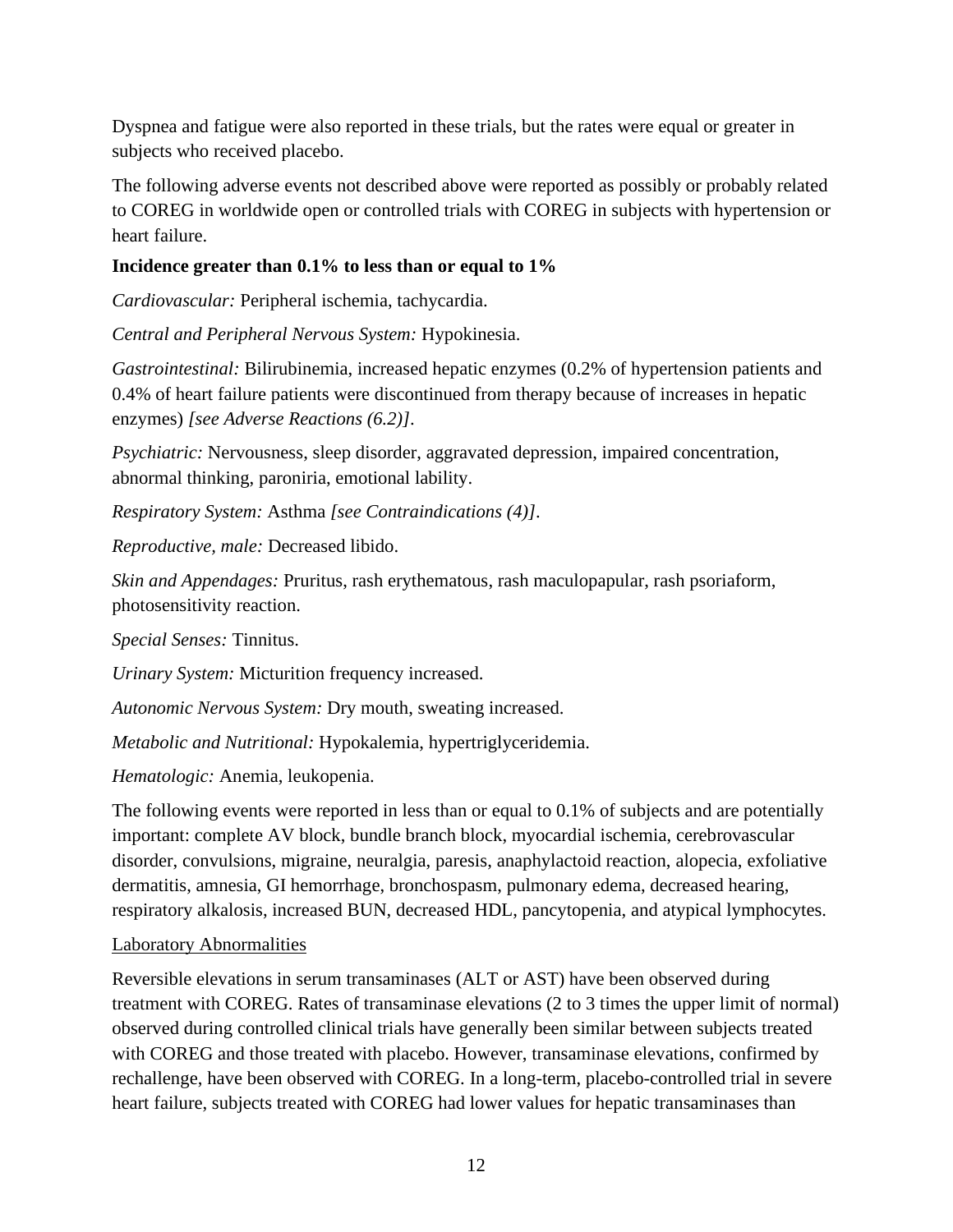Dyspnea and fatigue were also reported in these trials, but the rates were equal or greater in subjects who received placebo.

The following adverse events not described above were reported as possibly or probably related to COREG in worldwide open or controlled trials with COREG in subjects with hypertension or heart failure.

**Incidence greater than 0.1% to less than or equal to 1%**

*Cardiovascular:* Peripheral ischemia, tachycardia.

*Central and Peripheral Nervous System:* Hypokinesia.

*Gastrointestinal:* Bilirubinemia, increased hepatic enzymes (0.2% of hypertension patients and 0.4% of heart failure patients were discontinued from therapy because of increases in hepatic enzymes) *[see Adverse Reactions (6.2)]*.

*Psychiatric:* Nervousness, sleep disorder, aggravated depression, impaired concentration, abnormal thinking, paroniria, emotional lability.

*Respiratory System:* Asthma *[see Contraindications (4)]*.

*Reproductive, male:* Decreased libido.

*Skin and Appendages:* Pruritus, rash erythematous, rash maculopapular, rash psoriaform, photosensitivity reaction.

*Special Senses:* Tinnitus.

*Urinary System:* Micturition frequency increased.

*Autonomic Nervous System:* Dry mouth, sweating increased.

*Metabolic and Nutritional:* Hypokalemia, hypertriglyceridemia.

*Hematologic:* Anemia, leukopenia.

The following events were reported in less than or equal to 0.1% of subjects and are potentially important: complete AV block, bundle branch block, myocardial ischemia, cerebrovascular disorder, convulsions, migraine, neuralgia, paresis, anaphylactoid reaction, alopecia, exfoliative dermatitis, amnesia, GI hemorrhage, bronchospasm, pulmonary edema, decreased hearing, respiratory alkalosis, increased BUN, decreased HDL, pancytopenia, and atypical lymphocytes.

Laboratory Abnormalities

Reversible elevations in serum transaminases (ALT or AST) have been observed during treatment with COREG. Rates of transaminase elevations (2 to 3 times the upper limit of normal) observed during controlled clinical trials have generally been similar between subjects treated with COREG and those treated with placebo. However, transaminase elevations, confirmed by rechallenge, have been observed with COREG. In a long-term, placebo-controlled trial in severe heart failure, subjects treated with COREG had lower values for hepatic transaminases than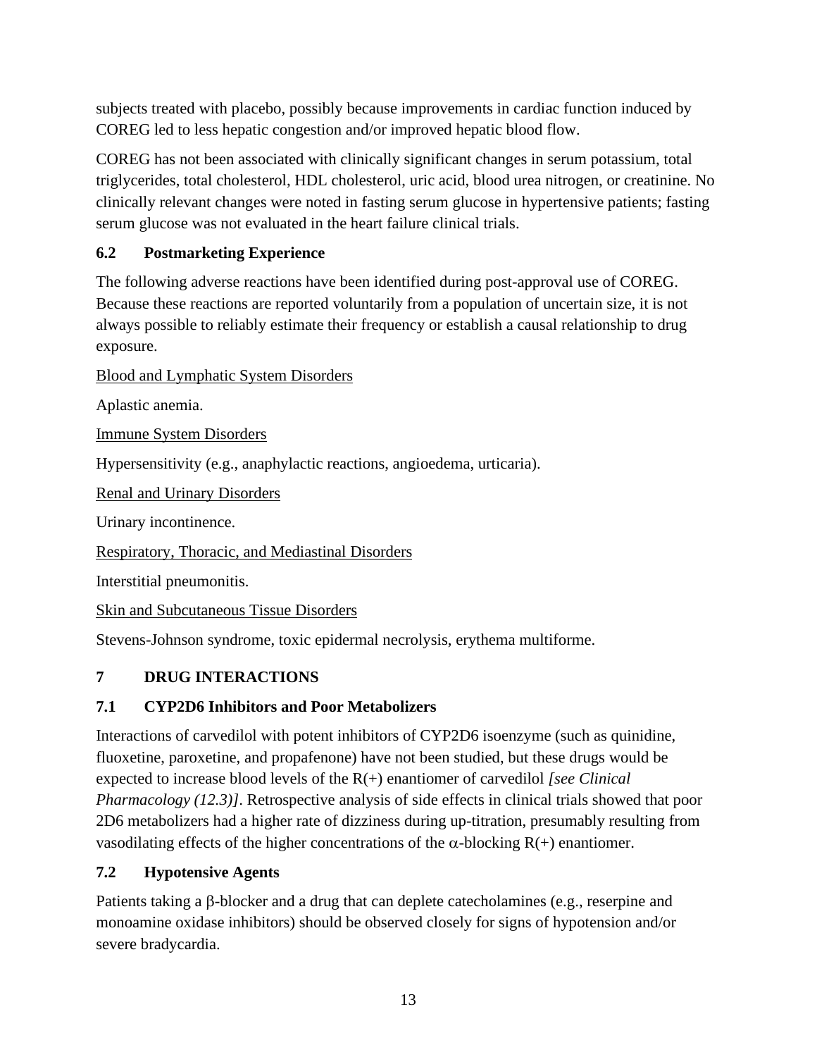subjects treated with placebo, possibly because improvements in cardiac function induced by COREG led to less hepatic congestion and/or improved hepatic blood flow.

COREG has not been associated with clinically significant changes in serum potassium, total triglycerides, total cholesterol, HDL cholesterol, uric acid, blood urea nitrogen, or creatinine. No clinically relevant changes were noted in fasting serum glucose in hypertensive patients; fasting serum glucose was not evaluated in the heart failure clinical trials.

### 6.2 Postmarketing Experience

The following adverse reactions have been identified during post-approval use of COREG. Because these reactions are reported voluntarily from a population of uncertain size, it is not always possible to reliably estimate their frequency or establish a causal relationship to drug exposure.

<u>Blood and Lymphatic System Disorders</u>

Aplastic anemia.

<u>Immune System Disorders</u>

Hypersensitivity (e.g., anaphylactic reactions, angioedema, urticaria).

<u>Renal and Urinary Disorders</u>

Urinary incontinence.

<u>Respiratory, Thoracic, and Mediastinal Disorders</u>

Interstitial pneumonitis.

<u>Skin and Subcutaneous Tissue Disorders</u>

Stevens-Johnson syndrome, toxic epidermal necrolysis, erythema multiforme.

## 7 DRUG INTERACTIONS

### 7.1 CYP2D6 Inhibitors and Poor Metabolizers

Interactions of carvedilol with potent inhibitors of CYP2D6 isoenzyme (such as quinidine, fluoxetine, paroxetine, and propafenone) have not been studied, but these drugs would be expected to increase blood levels of the R(+) enantiomer of carvedilol *[see Clinical Pharmacology (12.3)]*. Retrospective analysis of side effects in clinical trials showed that poor 2D6 metabolizers had a higher rate of dizziness during up-titration, presumably resulting from vasodilating effects of the higher concentrations of the α-blocking R(+) enantiomer.

### 7.2 Hypotensive Agents

Patients taking a β-blocker and a drug that can deplete catecholamines (e.g., reserpine and monoamine oxidase inhibitors) should be observed closely for signs of hypotension and/or severe bradycardia.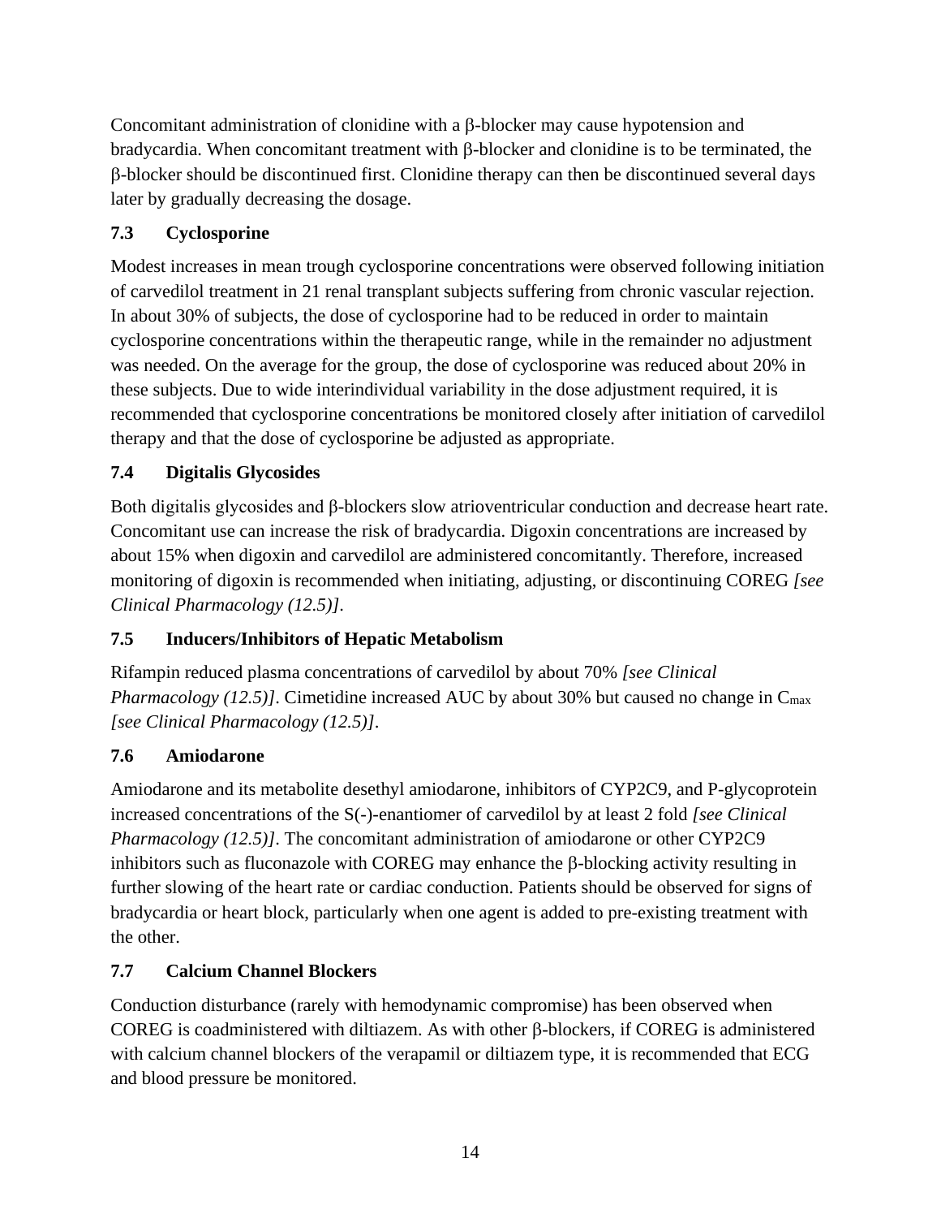Concomitant administration of clonidine with a β-blocker may cause hypotension and bradycardia. When concomitant treatment with β-blocker and clonidine is to be terminated, the β-blocker should be discontinued first. Clonidine therapy can then be discontinued several days later by gradually decreasing the dosage.

### 7.3 Cyclosporine

Modest increases in mean trough cyclosporine concentrations were observed following initiation of carvedilol treatment in 21 renal transplant subjects suffering from chronic vascular rejection. In about 30% of subjects, the dose of cyclosporine had to be reduced in order to maintain cyclosporine concentrations within the therapeutic range, while in the remainder no adjustment was needed. On the average for the group, the dose of cyclosporine was reduced about 20% in these subjects. Due to wide interindividual variability in the dose adjustment required, it is recommended that cyclosporine concentrations be monitored closely after initiation of carvedilol therapy and that the dose of cyclosporine be adjusted as appropriate.

### 7.4 Digitalis Glycosides

Both digitalis glycosides and β-blockers slow atrioventricular conduction and decrease heart rate. Concomitant use can increase the risk of bradycardia. Digoxin concentrations are increased by about 15% when digoxin and carvedilol are administered concomitantly. Therefore, increased monitoring of digoxin is recommended when initiating, adjusting, or discontinuing COREG *[see Clinical Pharmacology (12.5)]*.

### 7.5 Inducers/Inhibitors of Hepatic Metabolism

Rifampin reduced plasma concentrations of carvedilol by about 70% *[see Clinical Pharmacology (12.5)]*. Cimetidine increased AUC by about 30% but caused no change in $C_{max}$ *[see Clinical Pharmacology (12.5)]*.

### 7.6 Amiodarone

Amiodarone and its metabolite desethyl amiodarone, inhibitors of CYP2C9, and P-glycoprotein increased concentrations of the S(-)-enantiomer of carvedilol by at least 2 fold *[see Clinical Pharmacology (12.5)]*. The concomitant administration of amiodarone or other CYP2C9 inhibitors such as fluconazole with COREG may enhance the β-blocking activity resulting in further slowing of the heart rate or cardiac conduction. Patients should be observed for signs of bradycardia or heart block, particularly when one agent is added to pre-existing treatment with the other.

### 7.7 Calcium Channel Blockers

Conduction disturbance (rarely with hemodynamic compromise) has been observed when COREG is coadministered with diltiazem. As with other β-blockers, if COREG is administered with calcium channel blockers of the verapamil or diltiazem type, it is recommended that ECG and blood pressure be monitored.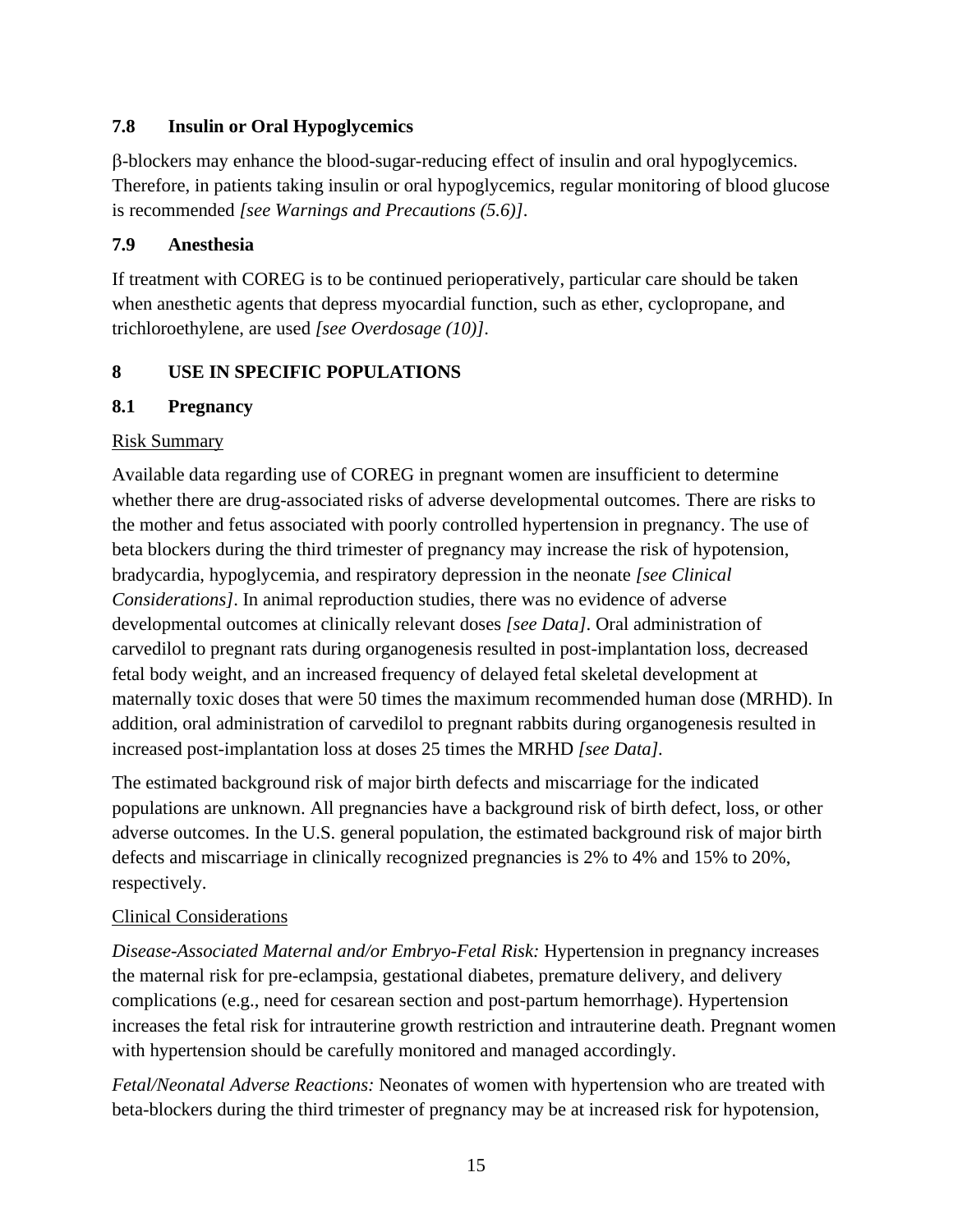### 7.8 Insulin or Oral Hypoglycemics

β-blockers may enhance the blood-sugar-reducing effect of insulin and oral hypoglycemics. Therefore, in patients taking insulin or oral hypoglycemics, regular monitoring of blood glucose is recommended *[see Warnings and Precautions (5.6)]*.

### 7.9 Anesthesia

If treatment with COREG is to be continued perioperatively, particular care should be taken when anesthetic agents that depress myocardial function, such as ether, cyclopropane, and trichloroethylene, are used *[see Overdosage (10)]*.

## 8 USE IN SPECIFIC POPULATIONS

### 8.1 Pregnancy

Risk Summary

Available data regarding use of COREG in pregnant women are insufficient to determine whether there are drug-associated risks of adverse developmental outcomes. There are risks to the mother and fetus associated with poorly controlled hypertension in pregnancy. The use of beta blockers during the third trimester of pregnancy may increase the risk of hypotension, bradycardia, hypoglycemia, and respiratory depression in the neonate *[see Clinical Considerations]*. In animal reproduction studies, there was no evidence of adverse developmental outcomes at clinically relevant doses *[see Data]*. Oral administration of carvedilol to pregnant rats during organogenesis resulted in post-implantation loss, decreased fetal body weight, and an increased frequency of delayed fetal skeletal development at maternally toxic doses that were 50 times the maximum recommended human dose (MRHD). In addition, oral administration of carvedilol to pregnant rabbits during organogenesis resulted in increased post-implantation loss at doses 25 times the MRHD *[see Data]*.

The estimated background risk of major birth defects and miscarriage for the indicated populations are unknown. All pregnancies have a background risk of birth defect, loss, or other adverse outcomes. In the U.S. general population, the estimated background risk of major birth defects and miscarriage in clinically recognized pregnancies is 2% to 4% and 15% to 20%, respectively.

Clinical Considerations

*Disease-Associated Maternal and/or Embryo-Fetal Risk:* Hypertension in pregnancy increases the maternal risk for pre-eclampsia, gestational diabetes, premature delivery, and delivery complications (e.g., need for cesarean section and post-partum hemorrhage). Hypertension increases the fetal risk for intrauterine growth restriction and intrauterine death. Pregnant women with hypertension should be carefully monitored and managed accordingly.

*Fetal/Neonatal Adverse Reactions:* Neonates of women with hypertension who are treated with beta-blockers during the third trimester of pregnancy may be at increased risk for hypotension,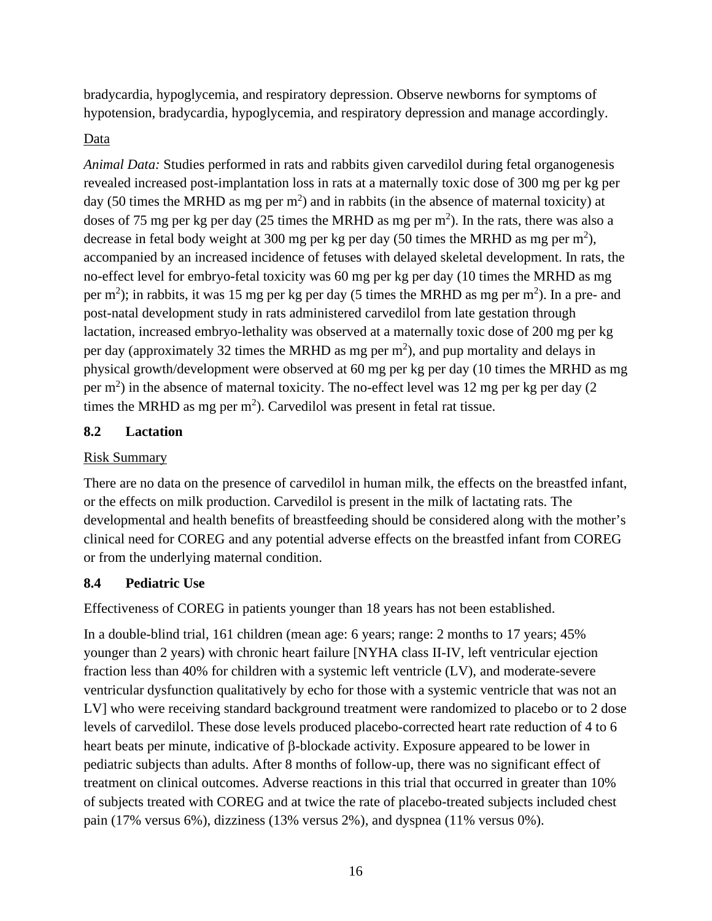bradycardia, hypoglycemia, and respiratory depression. Observe newborns for symptoms of hypotension, bradycardia, hypoglycemia, and respiratory depression and manage accordingly.

Data

*Animal Data:* Studies performed in rats and rabbits given carvedilol during fetal organogenesis revealed increased post-implantation loss in rats at a maternally toxic dose of 300 mg per kg per day (50 times the MRHD as mg per $m^2$) and in rabbits (in the absence of maternal toxicity) at doses of 75 mg per kg per day (25 times the MRHD as mg per $m^2$). In the rats, there was also a decrease in fetal body weight at 300 mg per kg per day (50 times the MRHD as mg per $m^2$), accompanied by an increased incidence of fetuses with delayed skeletal development. In rats, the no-effect level for embryo-fetal toxicity was 60 mg per kg per day (10 times the MRHD as mg per $m^2$); in rabbits, it was 15 mg per kg per day (5 times the MRHD as mg per $m^2$). In a pre- and post-natal development study in rats administered carvedilol from late gestation through lactation, increased embryo-lethality was observed at a maternally toxic dose of 200 mg per kg per day (approximately 32 times the MRHD as mg per $m^2$), and pup mortality and delays in physical growth/development were observed at 60 mg per kg per day (10 times the MRHD as mg per $m^2$) in the absence of maternal toxicity. The no-effect level was 12 mg per kg per day (2 times the MRHD as mg per $m^2$). Carvedilol was present in fetal rat tissue.

## 8.2 Lactation

Risk Summary

There are no data on the presence of carvedilol in human milk, the effects on the breastfed infant, or the effects on milk production. Carvedilol is present in the milk of lactating rats. The developmental and health benefits of breastfeeding should be considered along with the mother's clinical need for COREG and any potential adverse effects on the breastfed infant from COREG or from the underlying maternal condition.

## 8.4 Pediatric Use

Effectiveness of COREG in patients younger than 18 years has not been established.

In a double-blind trial, 161 children (mean age: 6 years; range: 2 months to 17 years; 45% younger than 2 years) with chronic heart failure [NYHA class II-IV, left ventricular ejection fraction less than 40% for children with a systemic left ventricle (LV), and moderate-severe ventricular dysfunction qualitatively by echo for those with a systemic ventricle that was not an LV] who were receiving standard background treatment were randomized to placebo or to 2 dose levels of carvedilol. These dose levels produced placebo-corrected heart rate reduction of 4 to 6 heart beats per minute, indicative of β-blockade activity. Exposure appeared to be lower in pediatric subjects than adults. After 8 months of follow-up, there was no significant effect of treatment on clinical outcomes. Adverse reactions in this trial that occurred in greater than 10% of subjects treated with COREG and at twice the rate of placebo-treated subjects included chest pain (17% versus 6%), dizziness (13% versus 2%), and dyspnea (11% versus 0%).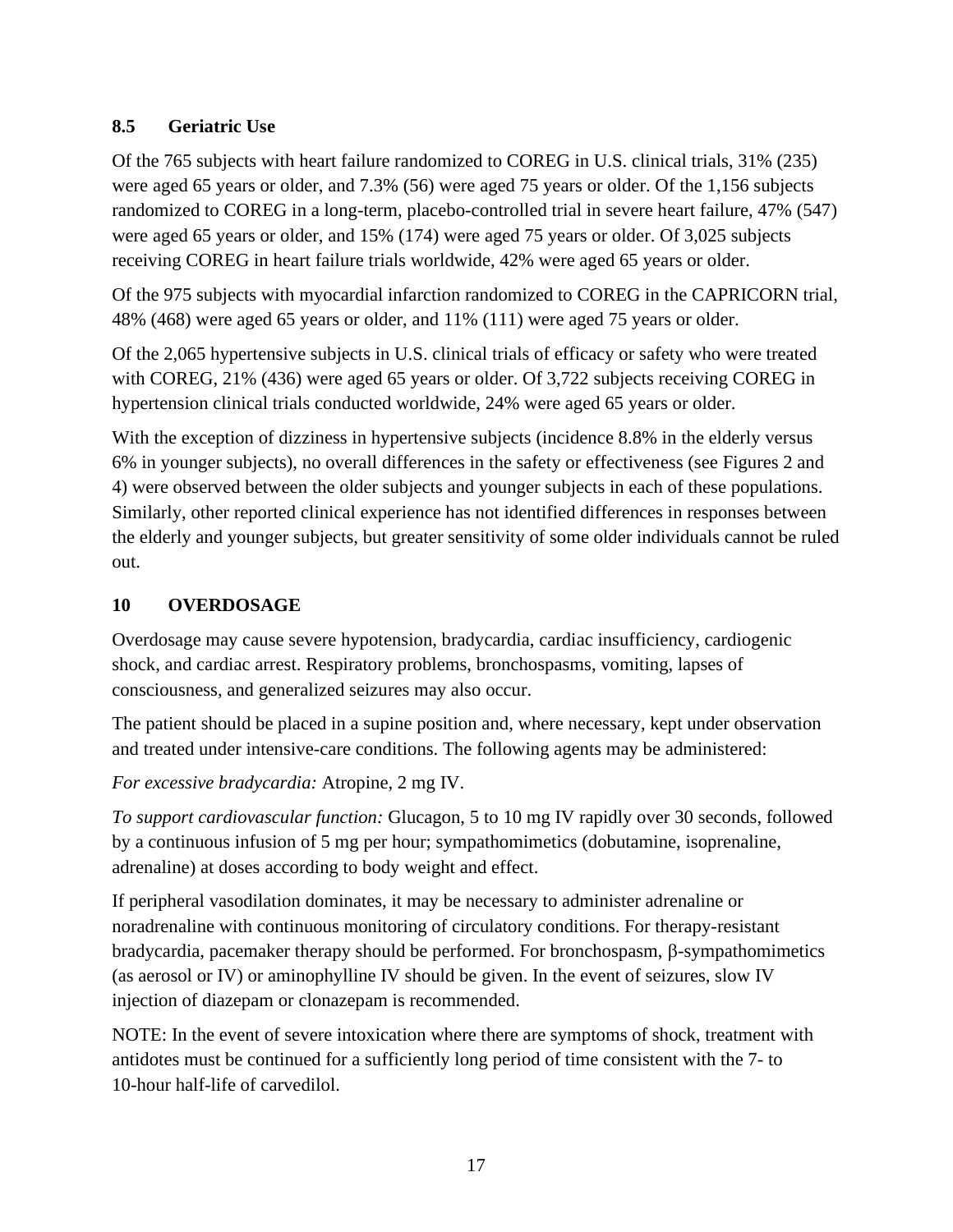### 8.5 Geriatric Use

Of the 765 subjects with heart failure randomized to COREG in U.S. clinical trials, 31% (235) were aged 65 years or older, and 7.3% (56) were aged 75 years or older. Of the 1,156 subjects randomized to COREG in a long-term, placebo-controlled trial in severe heart failure, 47% (547) were aged 65 years or older, and 15% (174) were aged 75 years or older. Of 3,025 subjects receiving COREG in heart failure trials worldwide, 42% were aged 65 years or older.

Of the 975 subjects with myocardial infarction randomized to COREG in the CAPRICORN trial, 48% (468) were aged 65 years or older, and 11% (111) were aged 75 years or older.

Of the 2,065 hypertensive subjects in U.S. clinical trials of efficacy or safety who were treated with COREG, 21% (436) were aged 65 years or older. Of 3,722 subjects receiving COREG in hypertension clinical trials conducted worldwide, 24% were aged 65 years or older.

With the exception of dizziness in hypertensive subjects (incidence 8.8% in the elderly versus 6% in younger subjects), no overall differences in the safety or effectiveness (see Figures 2 and 4) were observed between the older subjects and younger subjects in each of these populations. Similarly, other reported clinical experience has not identified differences in responses between the elderly and younger subjects, but greater sensitivity of some older individuals cannot be ruled out.

## 10 OVERDOSAGE

Overdosage may cause severe hypotension, bradycardia, cardiac insufficiency, cardiogenic shock, and cardiac arrest. Respiratory problems, bronchospasms, vomiting, lapses of consciousness, and generalized seizures may also occur.

The patient should be placed in a supine position and, where necessary, kept under observation and treated under intensive-care conditions. The following agents may be administered:

*For excessive bradycardia:* Atropine, 2 mg IV.

*To support cardiovascular function:* Glucagon, 5 to 10 mg IV rapidly over 30 seconds, followed by a continuous infusion of 5 mg per hour; sympathomimetics (dobutamine, isoprenaline, adrenaline) at doses according to body weight and effect.

If peripheral vasodilation dominates, it may be necessary to administer adrenaline or noradrenaline with continuous monitoring of circulatory conditions. For therapy-resistant bradycardia, pacemaker therapy should be performed. For bronchospasm, β-sympathomimetics (as aerosol or IV) or aminophylline IV should be given. In the event of seizures, slow IV injection of diazepam or clonazepam is recommended.

NOTE: In the event of severe intoxication where there are symptoms of shock, treatment with antidotes must be continued for a sufficiently long period of time consistent with the 7- to 10-hour half-life of carvedilol.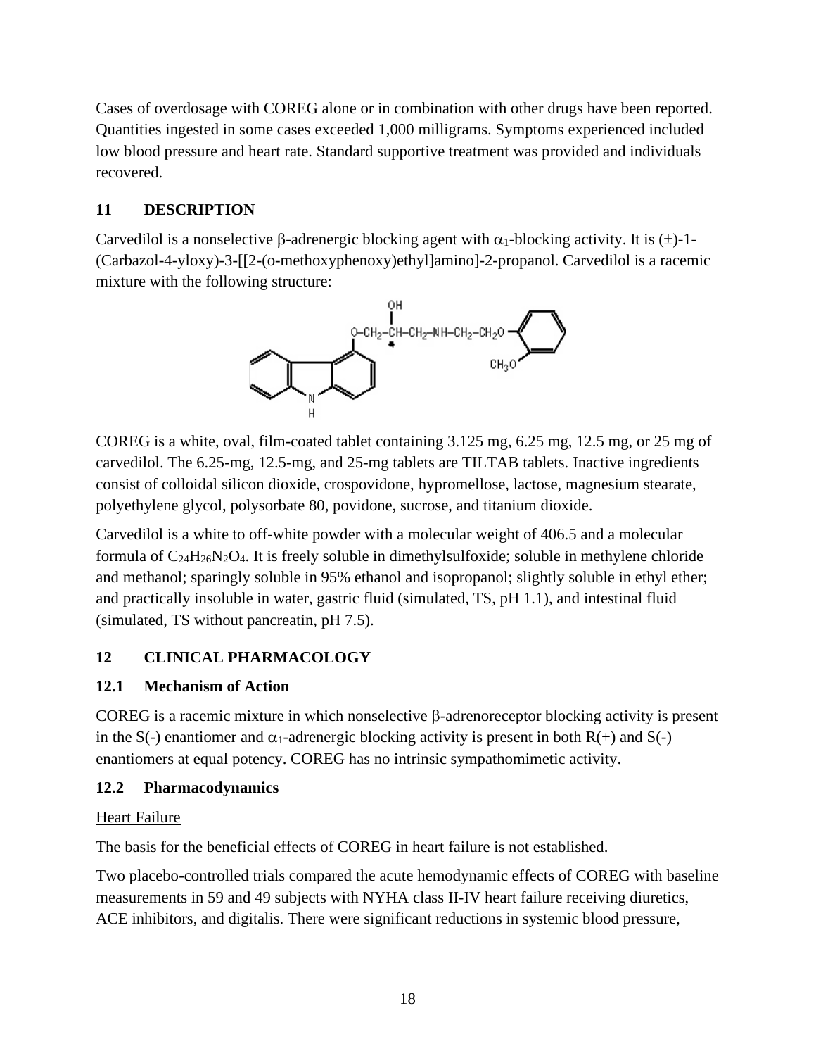Cases of overdosage with COREG alone or in combination with other drugs have been reported. Quantities ingested in some cases exceeded 1,000 milligrams. Symptoms experienced included low blood pressure and heart rate. Standard supportive treatment was provided and individuals recovered.

## 11 DESCRIPTION

Carvedilol is a nonselective β-adrenergic blocking agent with $\alpha_1$-blocking activity. It is (±)-1-(Carbazol-4-yloxy)-3-[[2-(o-methoxyphenoxy)ethyl]amino]-2-propanol. Carvedilol is a racemic mixture with the following structure:

COREG is a white, oval, film-coated tablet containing 3.125 mg, 6.25 mg, 12.5 mg, or 25 mg of carvedilol. The 6.25-mg, 12.5-mg, and 25-mg tablets are TILTAB tablets. Inactive ingredients consist of colloidal silicon dioxide, crospovidone, hypromellose, lactose, magnesium stearate, polyethylene glycol, polysorbate 80, povidone, sucrose, and titanium dioxide.

Carvedilol is a white to off-white powder with a molecular weight of 406.5 and a molecular formula of $C_{24}H_{26}N_2O_4$. It is freely soluble in dimethylsulfoxide; soluble in methylene chloride and methanol; sparingly soluble in 95% ethanol and isopropanol; slightly soluble in ethyl ether; and practically insoluble in water, gastric fluid (simulated, TS, pH 1.1), and intestinal fluid (simulated, TS without pancreatin, pH 7.5).

## 12 CLINICAL PHARMACOLOGY

### 12.1 Mechanism of Action

COREG is a racemic mixture in which nonselective β-adrenoreceptor blocking activity is present in the S(-) enantiomer and $\alpha_1$-adrenergic blocking activity is present in both R(+) and S(-) enantiomers at equal potency. COREG has no intrinsic sympathomimetic activity.

### 12.2 Pharmacodynamics

Heart Failure

The basis for the beneficial effects of COREG in heart failure is not established.

Two placebo-controlled trials compared the acute hemodynamic effects of COREG with baseline measurements in 59 and 49 subjects with NYHA class II-IV heart failure receiving diuretics, ACE inhibitors, and digitalis. There were significant reductions in systemic blood pressure,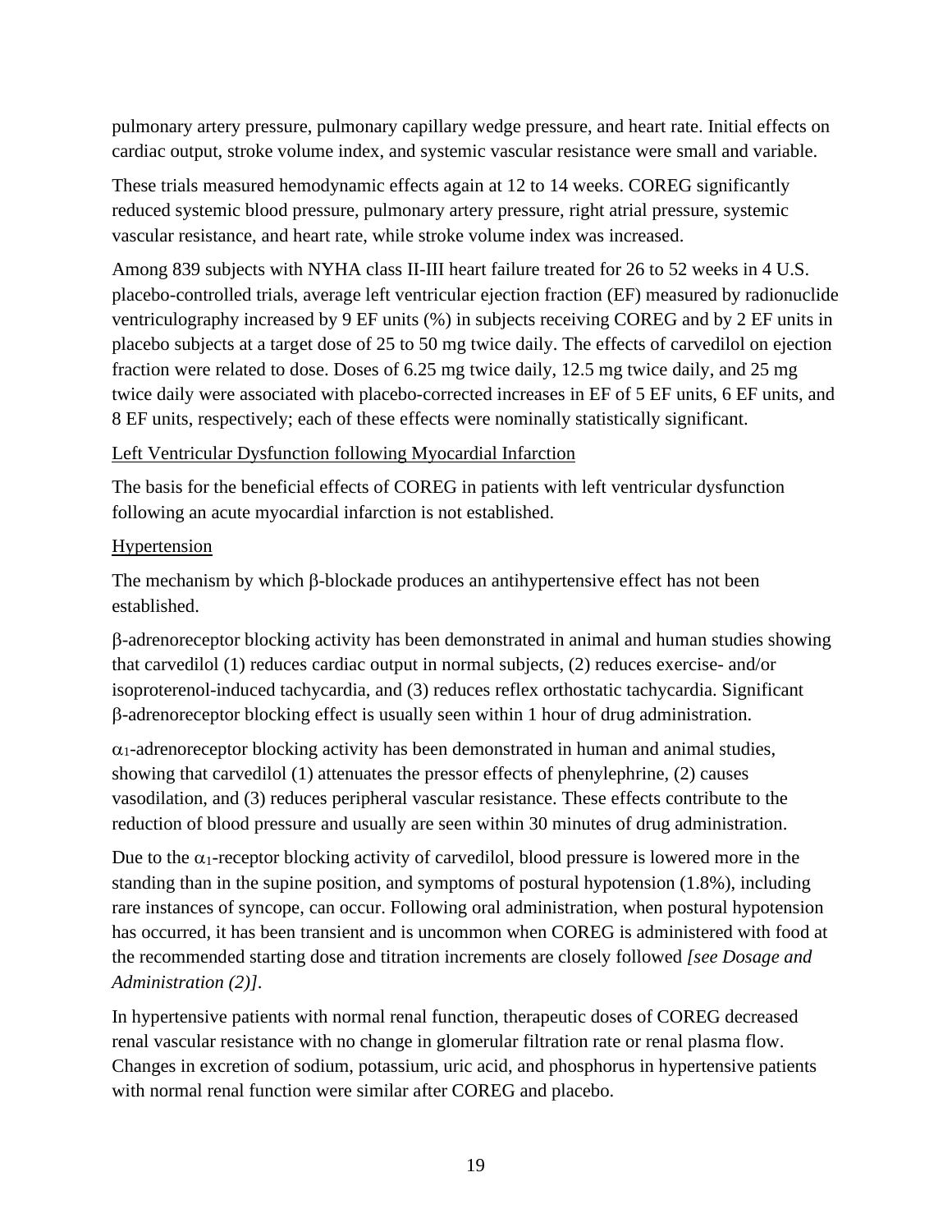pulmonary artery pressure, pulmonary capillary wedge pressure, and heart rate. Initial effects on cardiac output, stroke volume index, and systemic vascular resistance were small and variable.

These trials measured hemodynamic effects again at 12 to 14 weeks. COREG significantly reduced systemic blood pressure, pulmonary artery pressure, right atrial pressure, systemic vascular resistance, and heart rate, while stroke volume index was increased.

Among 839 subjects with NYHA class II-III heart failure treated for 26 to 52 weeks in 4 U.S. placebo-controlled trials, average left ventricular ejection fraction (EF) measured by radionuclide ventriculography increased by 9 EF units (%) in subjects receiving COREG and by 2 EF units in placebo subjects at a target dose of 25 to 50 mg twice daily. The effects of carvedilol on ejection fraction were related to dose. Doses of 6.25 mg twice daily, 12.5 mg twice daily, and 25 mg twice daily were associated with placebo-corrected increases in EF of 5 EF units, 6 EF units, and 8 EF units, respectively; each of these effects were nominally statistically significant.

Left Ventricular Dysfunction following Myocardial Infarction

The basis for the beneficial effects of COREG in patients with left ventricular dysfunction following an acute myocardial infarction is not established.

Hypertension

The mechanism by which β-blockade produces an antihypertensive effect has not been established.

β-adrenoreceptor blocking activity has been demonstrated in animal and human studies showing that carvedilol (1) reduces cardiac output in normal subjects, (2) reduces exercise- and/or isoproterenol-induced tachycardia, and (3) reduces reflex orthostatic tachycardia. Significant β-adrenoreceptor blocking effect is usually seen within 1 hour of drug administration.

$\alpha_1$-adrenoreceptor blocking activity has been demonstrated in human and animal studies, showing that carvedilol (1) attenuates the pressor effects of phenylephrine, (2) causes vasodilation, and (3) reduces peripheral vascular resistance. These effects contribute to the reduction of blood pressure and usually are seen within 30 minutes of drug administration.

Due to the $\alpha_1$-receptor blocking activity of carvedilol, blood pressure is lowered more in the standing than in the supine position, and symptoms of postural hypotension (1.8%), including rare instances of syncope, can occur. Following oral administration, when postural hypotension has occurred, it has been transient and is uncommon when COREG is administered with food at the recommended starting dose and titration increments are closely followed *[see Dosage and Administration (2)]*.

In hypertensive patients with normal renal function, therapeutic doses of COREG decreased renal vascular resistance with no change in glomerular filtration rate or renal plasma flow. Changes in excretion of sodium, potassium, uric acid, and phosphorus in hypertensive patients with normal renal function were similar after COREG and placebo.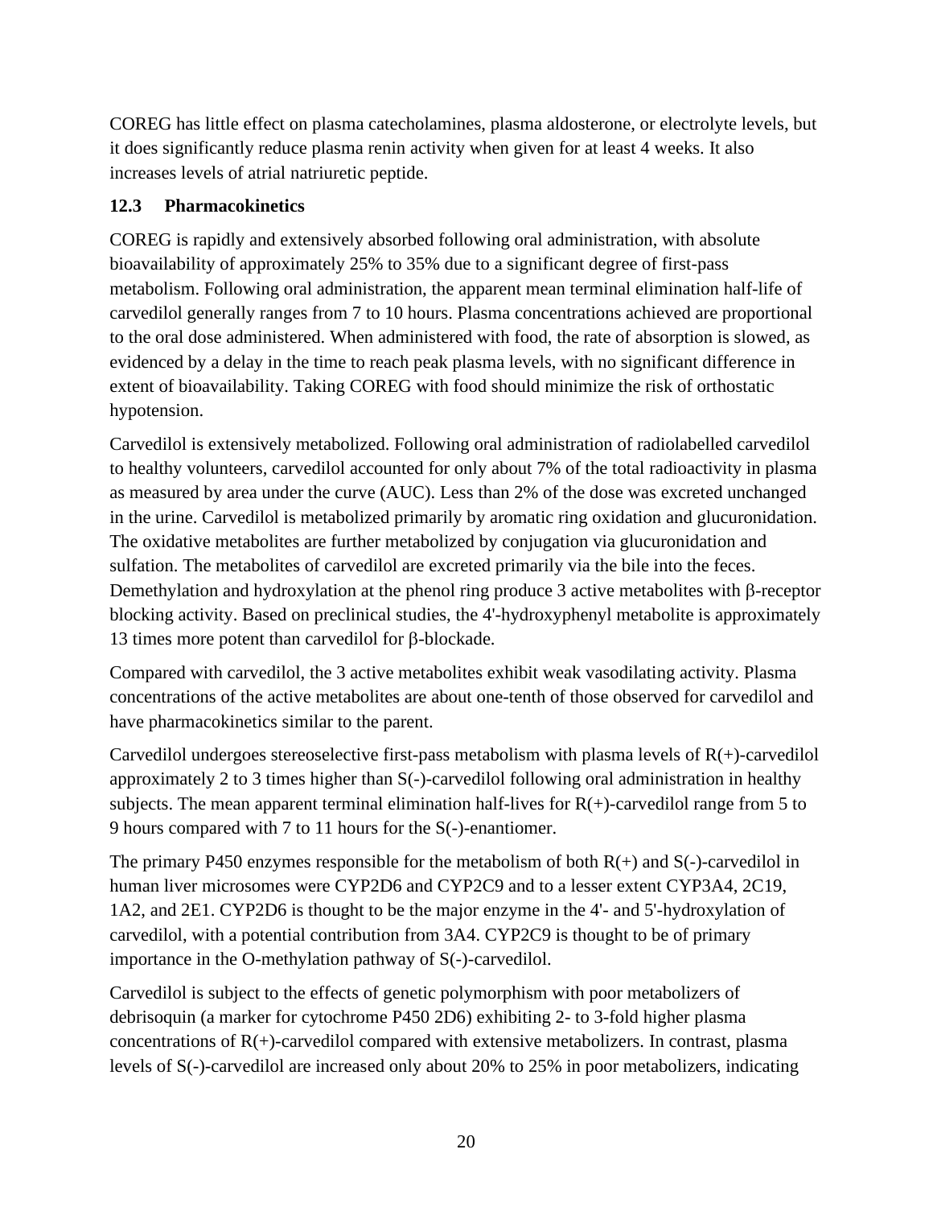COREG has little effect on plasma catecholamines, plasma aldosterone, or electrolyte levels, but it does significantly reduce plasma renin activity when given for at least 4 weeks. It also increases levels of atrial natriuretic peptide.

### 12.3 Pharmacokinetics

COREG is rapidly and extensively absorbed following oral administration, with absolute bioavailability of approximately 25% to 35% due to a significant degree of first-pass metabolism. Following oral administration, the apparent mean terminal elimination half-life of carvedilol generally ranges from 7 to 10 hours. Plasma concentrations achieved are proportional to the oral dose administered. When administered with food, the rate of absorption is slowed, as evidenced by a delay in the time to reach peak plasma levels, with no significant difference in extent of bioavailability. Taking COREG with food should minimize the risk of orthostatic hypotension.

Carvedilol is extensively metabolized. Following oral administration of radiolabelled carvedilol to healthy volunteers, carvedilol accounted for only about 7% of the total radioactivity in plasma as measured by area under the curve (AUC). Less than 2% of the dose was excreted unchanged in the urine. Carvedilol is metabolized primarily by aromatic ring oxidation and glucuronidation. The oxidative metabolites are further metabolized by conjugation via glucuronidation and sulfation. The metabolites of carvedilol are excreted primarily via the bile into the feces. Demethylation and hydroxylation at the phenol ring produce 3 active metabolites with β-receptor blocking activity. Based on preclinical studies, the 4'-hydroxyphenyl metabolite is approximately 13 times more potent than carvedilol for β-blockade.

Compared with carvedilol, the 3 active metabolites exhibit weak vasodilating activity. Plasma concentrations of the active metabolites are about one-tenth of those observed for carvedilol and have pharmacokinetics similar to the parent.

Carvedilol undergoes stereoselective first-pass metabolism with plasma levels of R(+)-carvedilol approximately 2 to 3 times higher than S(-)-carvedilol following oral administration in healthy subjects. The mean apparent terminal elimination half-lives for R(+)-carvedilol range from 5 to 9 hours compared with 7 to 11 hours for the S(-)-enantiomer.

The primary P450 enzymes responsible for the metabolism of both R(+) and S(-)-carvedilol in human liver microsomes were CYP2D6 and CYP2C9 and to a lesser extent CYP3A4, 2C19, 1A2, and 2E1. CYP2D6 is thought to be the major enzyme in the 4'- and 5'-hydroxylation of carvedilol, with a potential contribution from 3A4. CYP2C9 is thought to be of primary importance in the O-methylation pathway of S(-)-carvedilol.

Carvedilol is subject to the effects of genetic polymorphism with poor metabolizers of debrisoquin (a marker for cytochrome P450 2D6) exhibiting 2- to 3-fold higher plasma concentrations of R(+)-carvedilol compared with extensive metabolizers. In contrast, plasma levels of S(-)-carvedilol are increased only about 20% to 25% in poor metabolizers, indicating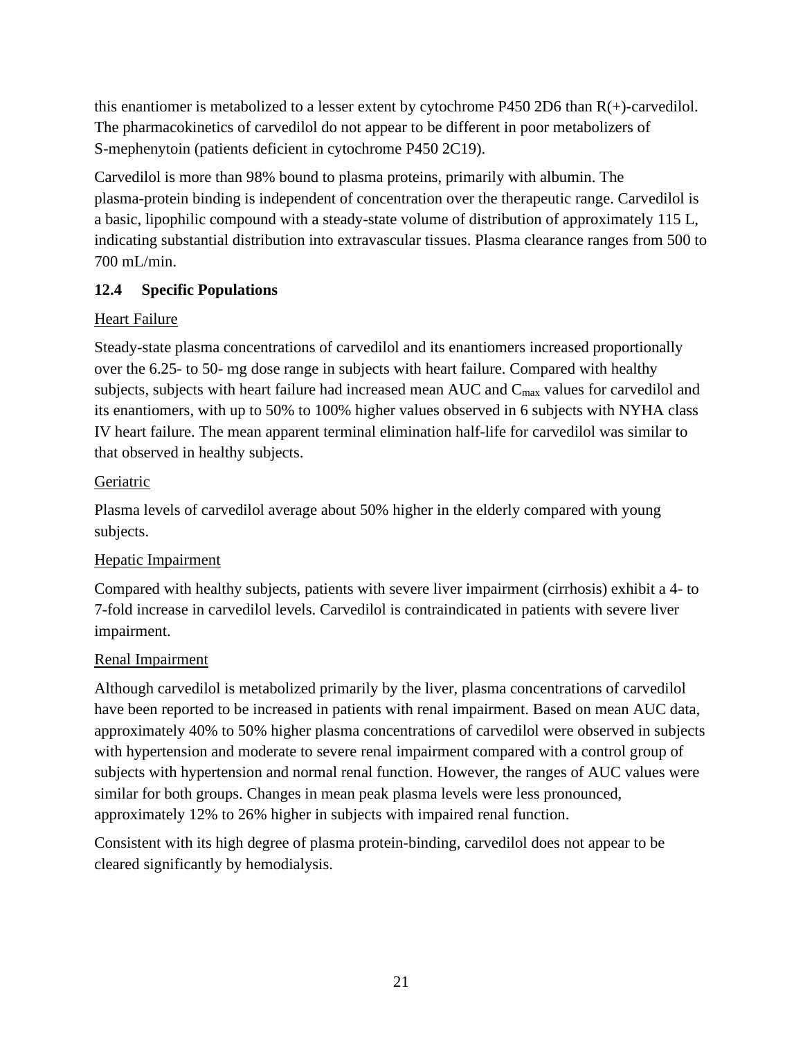this enantiomer is metabolized to a lesser extent by cytochrome P450 2D6 than R(+)-carvedilol. The pharmacokinetics of carvedilol do not appear to be different in poor metabolizers of S-mephenytoin (patients deficient in cytochrome P450 2C19).

Carvedilol is more than 98% bound to plasma proteins, primarily with albumin. The plasma-protein binding is independent of concentration over the therapeutic range. Carvedilol is a basic, lipophilic compound with a steady-state volume of distribution of approximately 115 L, indicating substantial distribution into extravascular tissues. Plasma clearance ranges from 500 to 700 mL/min.

### 12.4 Specific Populations

Heart Failure

Steady-state plasma concentrations of carvedilol and its enantiomers increased proportionally over the 6.25- to 50- mg dose range in subjects with heart failure. Compared with healthy subjects, subjects with heart failure had increased mean AUC and $C_{max}$ values for carvedilol and its enantiomers, with up to 50% to 100% higher values observed in 6 subjects with NYHA class IV heart failure. The mean apparent terminal elimination half-life for carvedilol was similar to that observed in healthy subjects.

Geriatric

Plasma levels of carvedilol average about 50% higher in the elderly compared with young subjects.

Hepatic Impairment

Compared with healthy subjects, patients with severe liver impairment (cirrhosis) exhibit a 4- to 7-fold increase in carvedilol levels. Carvedilol is contraindicated in patients with severe liver impairment.

Renal Impairment

Although carvedilol is metabolized primarily by the liver, plasma concentrations of carvedilol have been reported to be increased in patients with renal impairment. Based on mean AUC data, approximately 40% to 50% higher plasma concentrations of carvedilol were observed in subjects with hypertension and moderate to severe renal impairment compared with a control group of subjects with hypertension and normal renal function. However, the ranges of AUC values were similar for both groups. Changes in mean peak plasma levels were less pronounced, approximately 12% to 26% higher in subjects with impaired renal function.

Consistent with its high degree of plasma protein-binding, carvedilol does not appear to be cleared significantly by hemodialysis.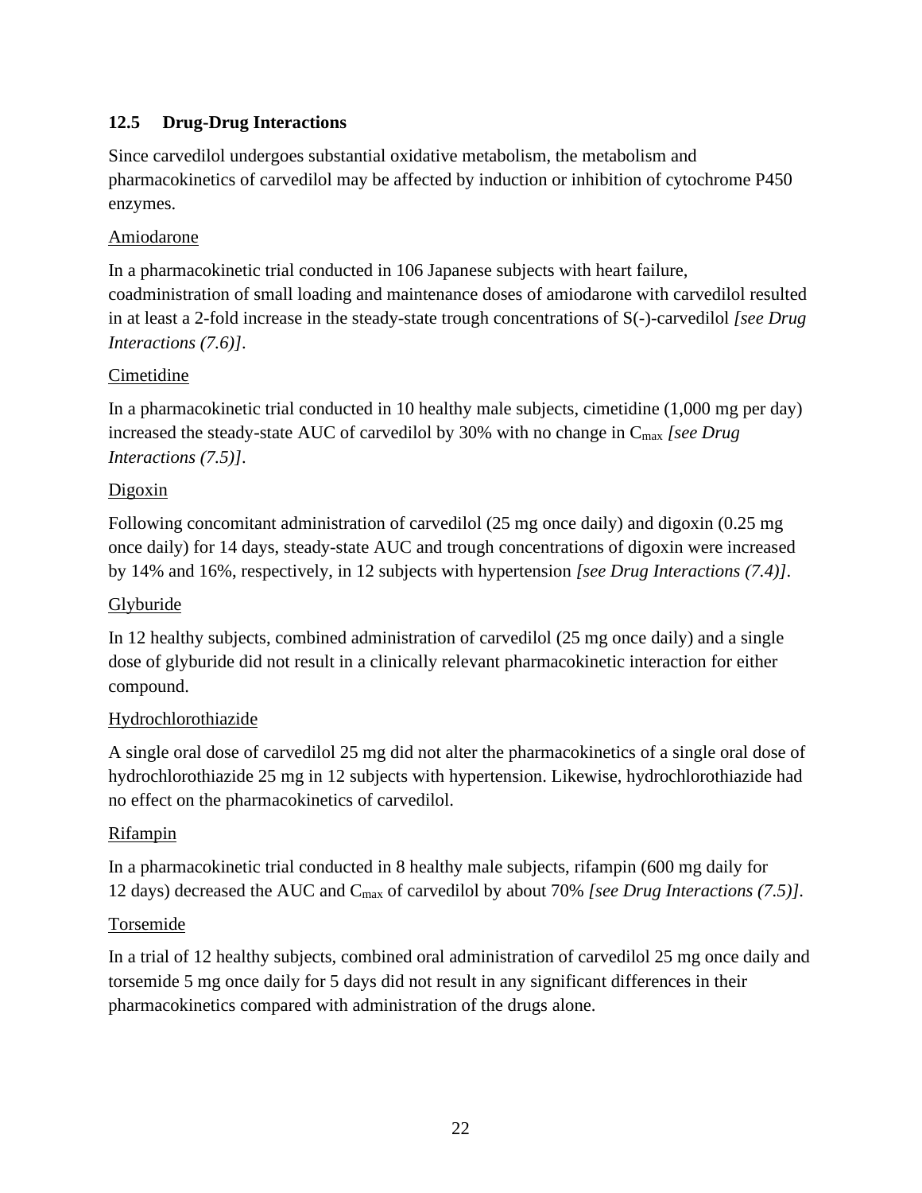### 12.5 Drug-Drug Interactions

Since carvedilol undergoes substantial oxidative metabolism, the metabolism and pharmacokinetics of carvedilol may be affected by induction or inhibition of cytochrome P450 enzymes.

<u>Amiodarone</u>

In a pharmacokinetic trial conducted in 106 Japanese subjects with heart failure, coadministration of small loading and maintenance doses of amiodarone with carvedilol resulted in at least a 2-fold increase in the steady-state trough concentrations of S(-)-carvedilol *[see Drug Interactions (7.6)]*.

<u>Cimetidine</u>

In a pharmacokinetic trial conducted in 10 healthy male subjects, cimetidine (1,000 mg per day) increased the steady-state AUC of carvedilol by 30% with no change in $C_{max}$ *[see Drug Interactions (7.5)]*.

<u>Digoxin</u>

Following concomitant administration of carvedilol (25 mg once daily) and digoxin (0.25 mg once daily) for 14 days, steady-state AUC and trough concentrations of digoxin were increased by 14% and 16%, respectively, in 12 subjects with hypertension *[see Drug Interactions (7.4)]*.

<u>Glyburide</u>

In 12 healthy subjects, combined administration of carvedilol (25 mg once daily) and a single dose of glyburide did not result in a clinically relevant pharmacokinetic interaction for either compound.

<u>Hydrochlorothiazide</u>

A single oral dose of carvedilol 25 mg did not alter the pharmacokinetics of a single oral dose of hydrochlorothiazide 25 mg in 12 subjects with hypertension. Likewise, hydrochlorothiazide had no effect on the pharmacokinetics of carvedilol.

<u>Rifampin</u>

In a pharmacokinetic trial conducted in 8 healthy male subjects, rifampin (600 mg daily for 12 days) decreased the AUC and $C_{max}$ of carvedilol by about 70% *[see Drug Interactions (7.5)]*.

<u>Torsemide</u>

In a trial of 12 healthy subjects, combined oral administration of carvedilol 25 mg once daily and torsemide 5 mg once daily for 5 days did not result in any significant differences in their pharmacokinetics compared with administration of the drugs alone.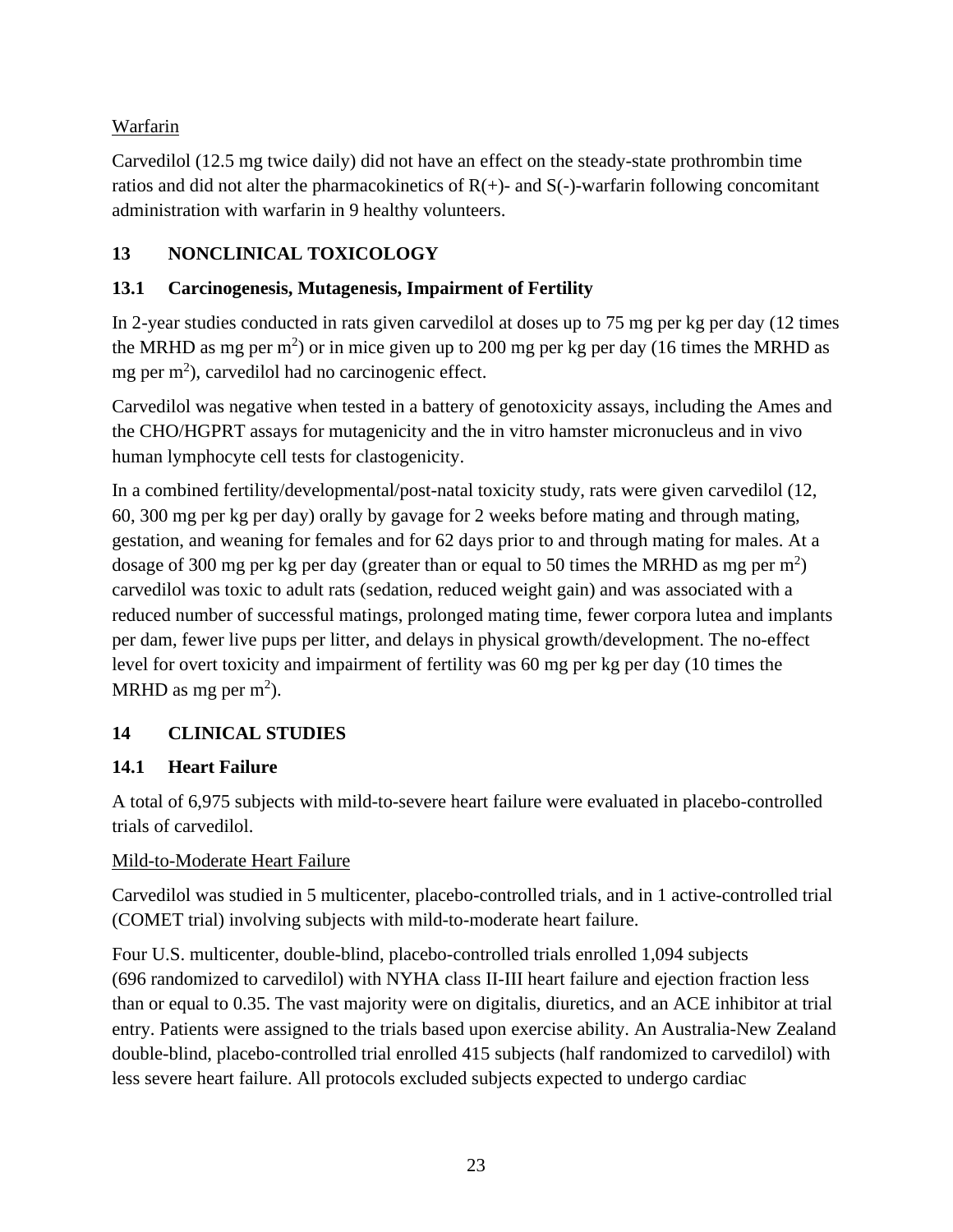Warfarin

Carvedilol (12.5 mg twice daily) did not have an effect on the steady-state prothrombin time ratios and did not alter the pharmacokinetics of R(+)- and S(-)-warfarin following concomitant administration with warfarin in 9 healthy volunteers.

## 13 NONCLINICAL TOXICOLOGY

### 13.1 Carcinogenesis, Mutagenesis, Impairment of Fertility

In 2-year studies conducted in rats given carvedilol at doses up to 75 mg per kg per day (12 times the MRHD as mg per $m^2$) or in mice given up to 200 mg per kg per day (16 times the MRHD as mg per $m^2$), carvedilol had no carcinogenic effect.

Carvedilol was negative when tested in a battery of genotoxicity assays, including the Ames and the CHO/HGPRT assays for mutagenicity and the in vitro hamster micronucleus and in vivo human lymphocyte cell tests for clastogenicity.

In a combined fertility/developmental/post-natal toxicity study, rats were given carvedilol (12, 60, 300 mg per kg per day) orally by gavage for 2 weeks before mating and through mating, gestation, and weaning for females and for 62 days prior to and through mating for males. At a dosage of 300 mg per kg per day (greater than or equal to 50 times the MRHD as mg per $m^2$) carvedilol was toxic to adult rats (sedation, reduced weight gain) and was associated with a reduced number of successful matings, prolonged mating time, fewer corpora lutea and implants per dam, fewer live pups per litter, and delays in physical growth/development. The no-effect level for overt toxicity and impairment of fertility was 60 mg per kg per day (10 times the MRHD as mg per $m^2$).

## 14 CLINICAL STUDIES

### 14.1 Heart Failure

A total of 6,975 subjects with mild-to-severe heart failure were evaluated in placebo-controlled trials of carvedilol.

Mild-to-Moderate Heart Failure

Carvedilol was studied in 5 multicenter, placebo-controlled trials, and in 1 active-controlled trial (COMET trial) involving subjects with mild-to-moderate heart failure.

Four U.S. multicenter, double-blind, placebo-controlled trials enrolled 1,094 subjects (696 randomized to carvedilol) with NYHA class II-III heart failure and ejection fraction less than or equal to 0.35. The vast majority were on digitalis, diuretics, and an ACE inhibitor at trial entry. Patients were assigned to the trials based upon exercise ability. An Australia-New Zealand double-blind, placebo-controlled trial enrolled 415 subjects (half randomized to carvedilol) with less severe heart failure. All protocols excluded subjects expected to undergo cardiac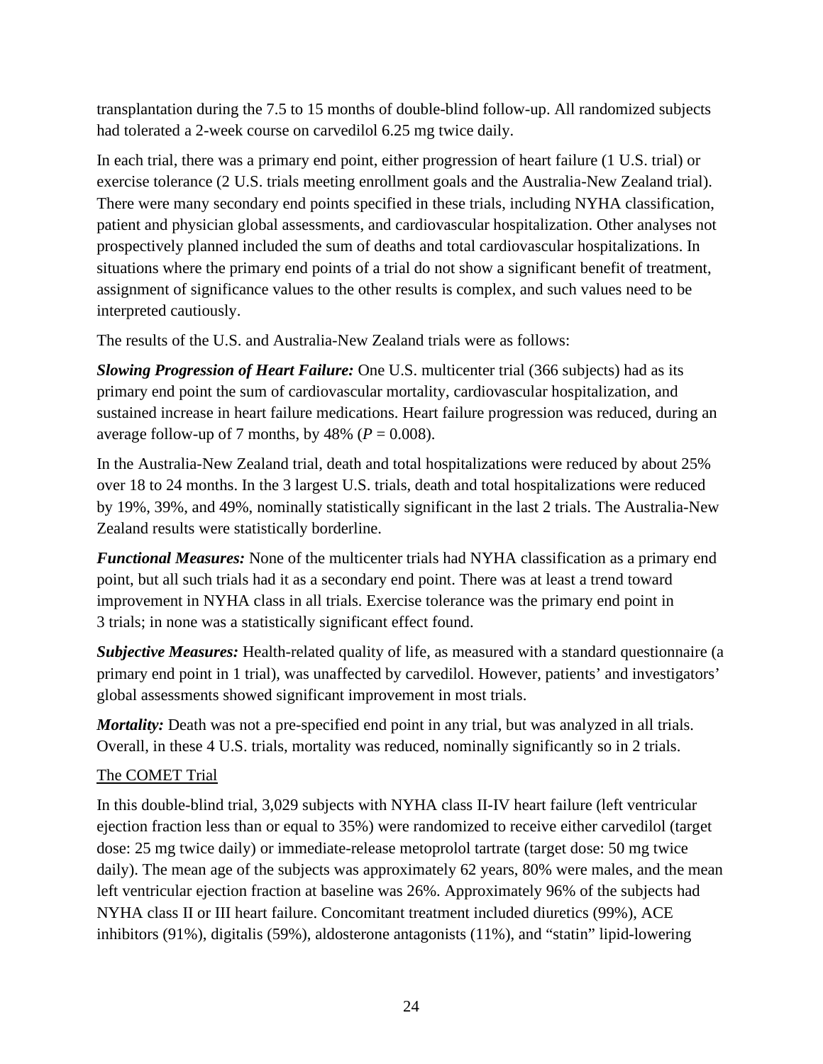transplantation during the 7.5 to 15 months of double-blind follow-up. All randomized subjects had tolerated a 2-week course on carvedilol 6.25 mg twice daily.

In each trial, there was a primary end point, either progression of heart failure (1 U.S. trial) or exercise tolerance (2 U.S. trials meeting enrollment goals and the Australia-New Zealand trial). There were many secondary end points specified in these trials, including NYHA classification, patient and physician global assessments, and cardiovascular hospitalization. Other analyses not prospectively planned included the sum of deaths and total cardiovascular hospitalizations. In situations where the primary end points of a trial do not show a significant benefit of treatment, assignment of significance values to the other results is complex, and such values need to be interpreted cautiously.

The results of the U.S. and Australia-New Zealand trials were as follows:

***Slowing Progression of Heart Failure:*** One U.S. multicenter trial (366 subjects) had as its primary end point the sum of cardiovascular mortality, cardiovascular hospitalization, and sustained increase in heart failure medications. Heart failure progression was reduced, during an average follow-up of 7 months, by 48% ($P = 0.008$).

In the Australia-New Zealand trial, death and total hospitalizations were reduced by about 25% over 18 to 24 months. In the 3 largest U.S. trials, death and total hospitalizations were reduced by 19%, 39%, and 49%, nominally statistically significant in the last 2 trials. The Australia-New Zealand results were statistically borderline.

***Functional Measures:*** None of the multicenter trials had NYHA classification as a primary end point, but all such trials had it as a secondary end point. There was at least a trend toward improvement in NYHA class in all trials. Exercise tolerance was the primary end point in 3 trials; in none was a statistically significant effect found.

***Subjective Measures:*** Health-related quality of life, as measured with a standard questionnaire (a primary end point in 1 trial), was unaffected by carvedilol. However, patients' and investigators' global assessments showed significant improvement in most trials.

***Mortality:*** Death was not a pre-specified end point in any trial, but was analyzed in all trials. Overall, in these 4 U.S. trials, mortality was reduced, nominally significantly so in 2 trials.

The COMET Trial

In this double-blind trial, 3,029 subjects with NYHA class II-IV heart failure (left ventricular ejection fraction less than or equal to 35%) were randomized to receive either carvedilol (target dose: 25 mg twice daily) or immediate-release metoprolol tartrate (target dose: 50 mg twice daily). The mean age of the subjects was approximately 62 years, 80% were males, and the mean left ventricular ejection fraction at baseline was 26%. Approximately 96% of the subjects had NYHA class II or III heart failure. Concomitant treatment included diuretics (99%), ACE inhibitors (91%), digitalis (59%), aldosterone antagonists (11%), and "statin" lipid-lowering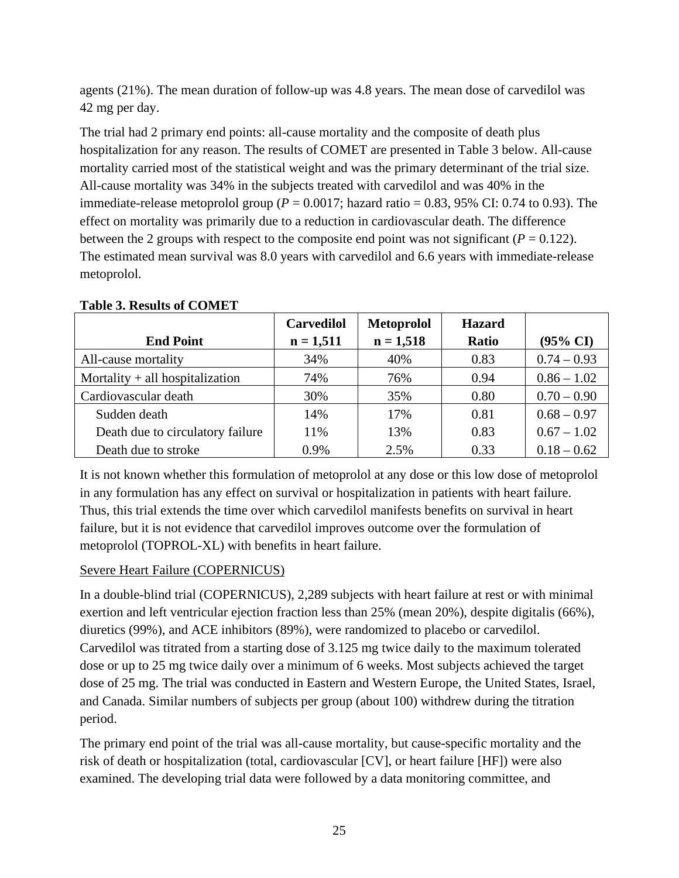agents (21%). The mean duration of follow-up was 4.8 years. The mean dose of carvedilol was 42 mg per day.

The trial had 2 primary end points: all-cause mortality and the composite of death plus hospitalization for any reason. The results of COMET are presented in Table 3 below. All-cause mortality carried most of the statistical weight and was the primary determinant of the trial size. All-cause mortality was 34% in the subjects treated with carvedilol and was 40% in the immediate-release metoprolol group ($P = 0.0017$; hazard ratio = 0.83, 95% CI: 0.74 to 0.93). The effect on mortality was primarily due to a reduction in cardiovascular death. The difference between the 2 groups with respect to the composite end point was not significant ($P = 0.122$). The estimated mean survival was 8.0 years with carvedilol and 6.6 years with immediate-release metoprolol.

**Table 3. Results of COMET**

| End Point | Carvedilol n = 1,511 | Metoprolol n = 1,518 | Hazard Ratio | (95% CI) |
|---|---|---|---|---|
| All-cause mortality | 34% | 40% | 0.83 | 0.74 – 0.93 |
| Mortality + all hospitalization | 74% | 76% | 0.94 | 0.86 – 1.02 |
| Cardiovascular death | 30% | 35% | 0.80 | 0.70 – 0.90 |
| Sudden death | 14% | 17% | 0.81 | 0.68 – 0.97 |
| Death due to circulatory failure | 11% | 13% | 0.83 | 0.67 – 1.02 |
| Death due to stroke | 0.9% | 2.5% | 0.33 | 0.18 – 0.62 |

It is not known whether this formulation of metoprolol at any dose or this low dose of metoprolol in any formulation has any effect on survival or hospitalization in patients with heart failure. Thus, this trial extends the time over which carvedilol manifests benefits on survival in heart failure, but it is not evidence that carvedilol improves outcome over the formulation of metoprolol (TOPROL-XL) with benefits in heart failure.

Severe Heart Failure (COPERNICUS)

In a double-blind trial (COPERNICUS), 2,289 subjects with heart failure at rest or with minimal exertion and left ventricular ejection fraction less than 25% (mean 20%), despite digitalis (66%), diuretics (99%), and ACE inhibitors (89%), were randomized to placebo or carvedilol. Carvedilol was titrated from a starting dose of 3.125 mg twice daily to the maximum tolerated dose or up to 25 mg twice daily over a minimum of 6 weeks. Most subjects achieved the target dose of 25 mg. The trial was conducted in Eastern and Western Europe, the United States, Israel, and Canada. Similar numbers of subjects per group (about 100) withdrew during the titration period.

The primary end point of the trial was all-cause mortality, but cause-specific mortality and the risk of death or hospitalization (total, cardiovascular [CV], or heart failure [HF]) were also examined. The developing trial data were followed by a data monitoring committee, and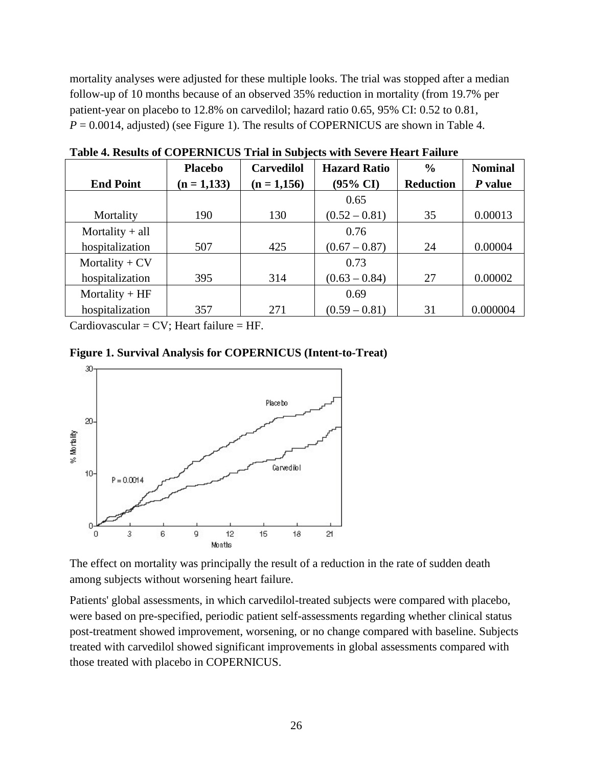mortality analyses were adjusted for these multiple looks. The trial was stopped after a median follow-up of 10 months because of an observed 35% reduction in mortality (from 19.7% per patient-year on placebo to 12.8% on carvedilol; hazard ratio 0.65, 95% CI: 0.52 to 0.81, *P* = 0.0014, adjusted) (see Figure 1). The results of COPERNICUS are shown in Table 4.

**Table 4. Results of COPERNICUS Trial in Subjects with Severe Heart Failure**

| End Point | Placebo (n = 1,133) | Carvedilol (n = 1,156) | Hazard Ratio (95% CI) | % Reduction | Nominal *P* value |
|---|---|---|---|---|---|
| Mortality | 190 | 130 | 0.65 (0.52 – 0.81) | 35 | 0.00013 |
| Mortality + all hospitalization | 507 | 425 | 0.76 (0.67 – 0.87) | 24 | 0.00004 |
| Mortality + CV hospitalization | 395 | 314 | 0.73 (0.63 – 0.84) | 27 | 0.00002 |
| Mortality + HF hospitalization | 357 | 271 | 0.69 (0.59 – 0.81) | 31 | 0.000004 |

Cardiovascular = CV; Heart failure = HF.

**Figure 1. Survival Analysis for COPERNICUS (Intent-to-Treat)**

The effect on mortality was principally the result of a reduction in the rate of sudden death among subjects without worsening heart failure.

Patients' global assessments, in which carvedilol-treated subjects were compared with placebo, were based on pre-specified, periodic patient self-assessments regarding whether clinical status post-treatment showed improvement, worsening, or no change compared with baseline. Subjects treated with carvedilol showed significant improvements in global assessments compared with those treated with placebo in COPERNICUS.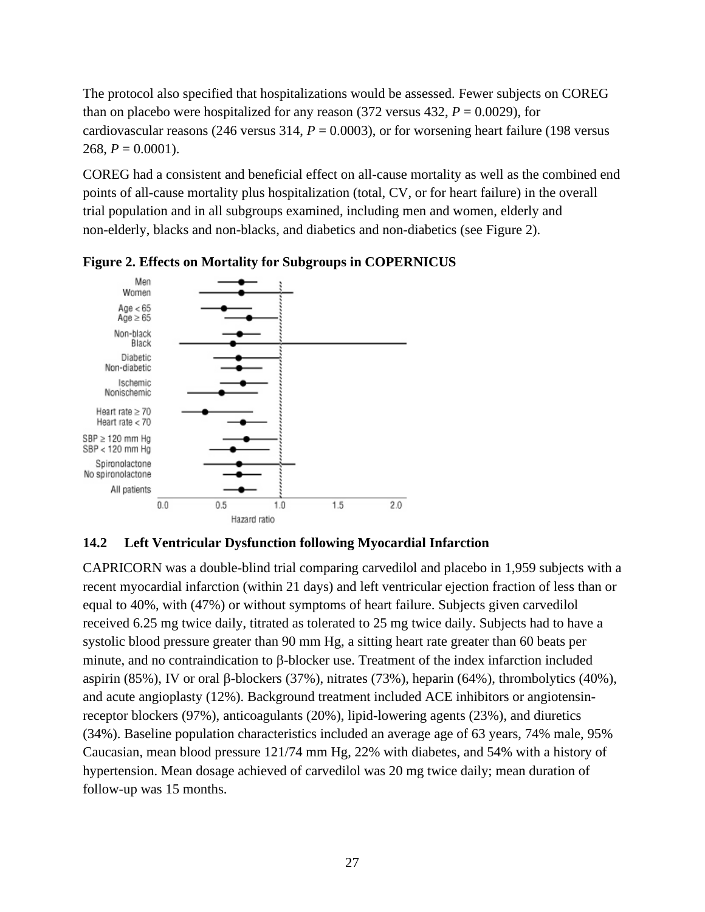The protocol also specified that hospitalizations would be assessed. Fewer subjects on COREG than on placebo were hospitalized for any reason (372 versus 432, *P* = 0.0029), for cardiovascular reasons (246 versus 314, *P* = 0.0003), or for worsening heart failure (198 versus 268, *P* = 0.0001).

COREG had a consistent and beneficial effect on all-cause mortality as well as the combined end points of all-cause mortality plus hospitalization (total, CV, or for heart failure) in the overall trial population and in all subgroups examined, including men and women, elderly and non-elderly, blacks and non-blacks, and diabetics and non-diabetics (see Figure 2).

**Figure 2. Effects on Mortality for Subgroups in COPERNICUS**

## 14.2 Left Ventricular Dysfunction following Myocardial Infarction

CAPRICORN was a double-blind trial comparing carvedilol and placebo in 1,959 subjects with a recent myocardial infarction (within 21 days) and left ventricular ejection fraction of less than or equal to 40%, with (47%) or without symptoms of heart failure. Subjects given carvedilol received 6.25 mg twice daily, titrated as tolerated to 25 mg twice daily. Subjects had to have a systolic blood pressure greater than 90 mm Hg, a sitting heart rate greater than 60 beats per minute, and no contraindication to β-blocker use. Treatment of the index infarction included aspirin (85%), IV or oral β-blockers (37%), nitrates (73%), heparin (64%), thrombolytics (40%), and acute angioplasty (12%). Background treatment included ACE inhibitors or angiotensin-receptor blockers (97%), anticoagulants (20%), lipid-lowering agents (23%), and diuretics (34%). Baseline population characteristics included an average age of 63 years, 74% male, 95% Caucasian, mean blood pressure 121/74 mm Hg, 22% with diabetes, and 54% with a history of hypertension. Mean dosage achieved of carvedilol was 20 mg twice daily; mean duration of follow-up was 15 months.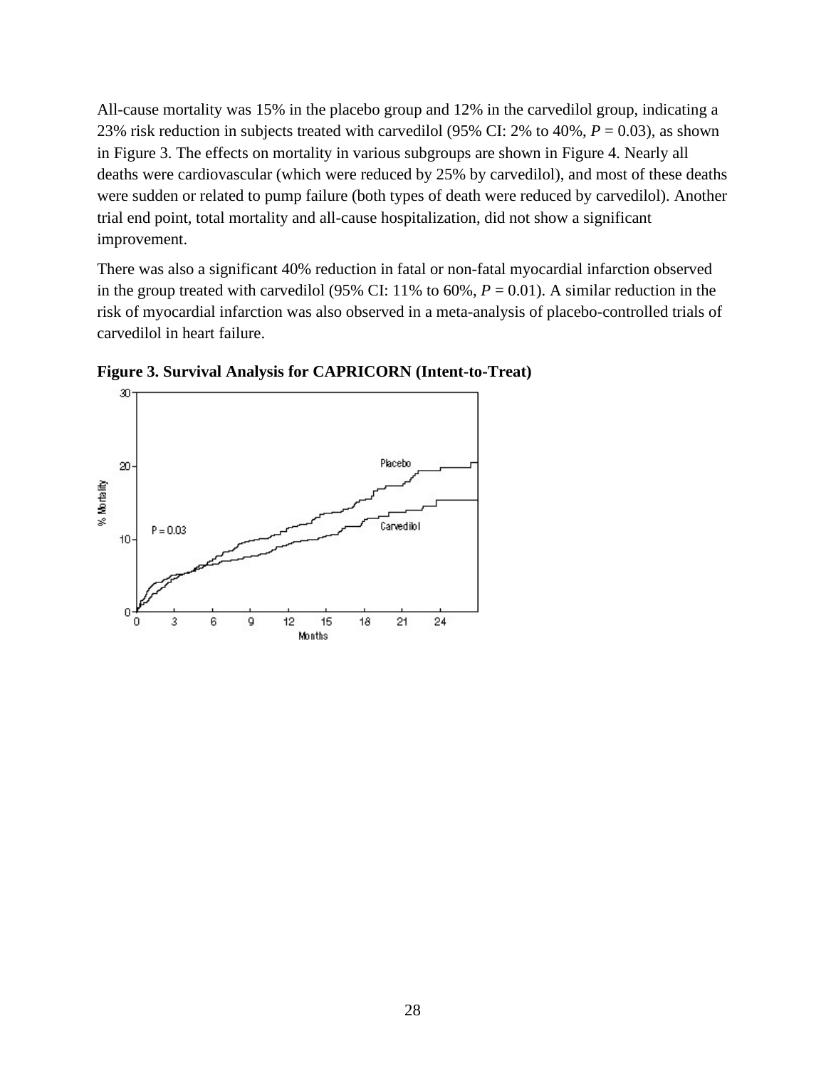All-cause mortality was 15% in the placebo group and 12% in the carvedilol group, indicating a 23% risk reduction in subjects treated with carvedilol (95% CI: 2% to 40%, *P* = 0.03), as shown in Figure 3. The effects on mortality in various subgroups are shown in Figure 4. Nearly all deaths were cardiovascular (which were reduced by 25% by carvedilol), and most of these deaths were sudden or related to pump failure (both types of death were reduced by carvedilol). Another trial end point, total mortality and all-cause hospitalization, did not show a significant improvement.

There was also a significant 40% reduction in fatal or non-fatal myocardial infarction observed in the group treated with carvedilol (95% CI: 11% to 60%, *P* = 0.01). A similar reduction in the risk of myocardial infarction was also observed in a meta-analysis of placebo-controlled trials of carvedilol in heart failure.

**Figure 3. Survival Analysis for CAPRICORN (Intent-to-Treat)**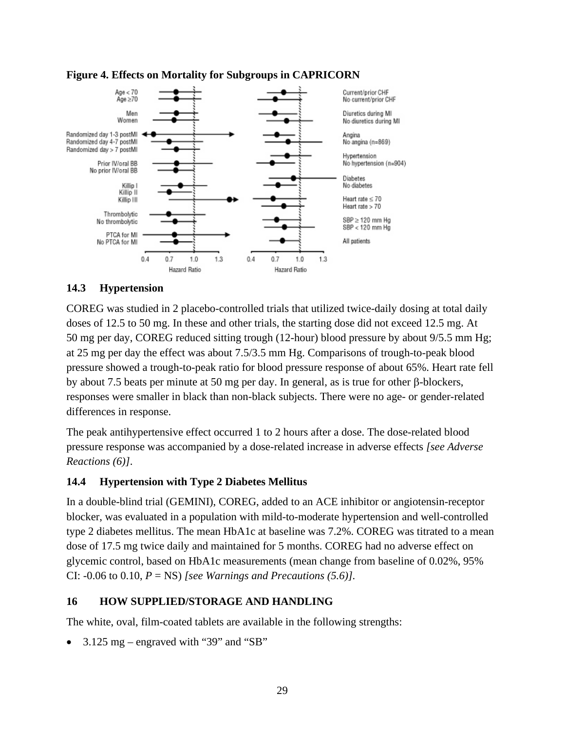**Figure 4. Effects on Mortality for Subgroups in CAPRICORN**

### 14.3 Hypertension

COREG was studied in 2 placebo-controlled trials that utilized twice-daily dosing at total daily doses of 12.5 to 50 mg. In these and other trials, the starting dose did not exceed 12.5 mg. At 50 mg per day, COREG reduced sitting trough (12-hour) blood pressure by about 9/5.5 mm Hg; at 25 mg per day the effect was about 7.5/3.5 mm Hg. Comparisons of trough-to-peak blood pressure showed a trough-to-peak ratio for blood pressure response of about 65%. Heart rate fell by about 7.5 beats per minute at 50 mg per day. In general, as is true for other β-blockers, responses were smaller in black than non-black subjects. There were no age- or gender-related differences in response.

The peak antihypertensive effect occurred 1 to 2 hours after a dose. The dose-related blood pressure response was accompanied by a dose-related increase in adverse effects *[see Adverse Reactions (6)]*.

### 14.4 Hypertension with Type 2 Diabetes Mellitus

In a double-blind trial (GEMINI), COREG, added to an ACE inhibitor or angiotensin-receptor blocker, was evaluated in a population with mild-to-moderate hypertension and well-controlled type 2 diabetes mellitus. The mean HbA1c at baseline was 7.2%. COREG was titrated to a mean dose of 17.5 mg twice daily and maintained for 5 months. COREG had no adverse effect on glycemic control, based on HbA1c measurements (mean change from baseline of 0.02%, 95% CI: -0.06 to 0.10, $P$ = NS) *[see Warnings and Precautions (5.6)]*.

## 16 HOW SUPPLIED/STORAGE AND HANDLING

The white, oval, film-coated tablets are available in the following strengths:

- 3.125 mg – engraved with “39” and “SB”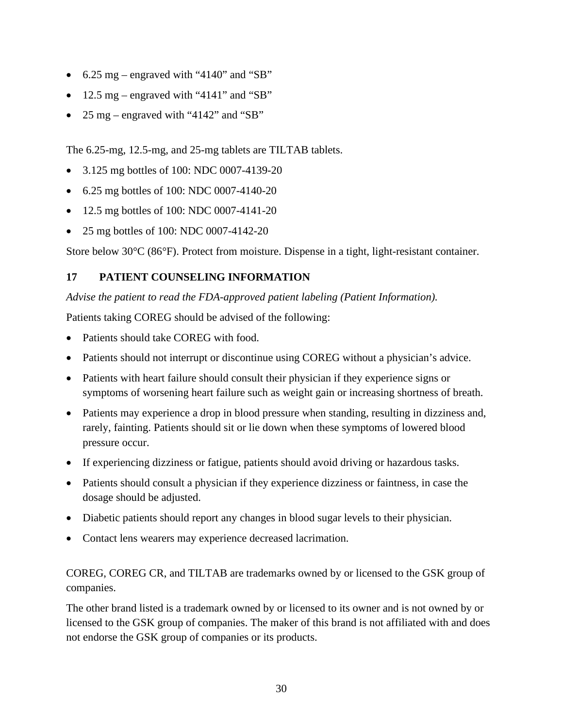- 6.25 mg – engraved with “4140” and “SB”
- 12.5 mg – engraved with “4141” and “SB”
- 25 mg – engraved with “4142” and “SB”

The 6.25-mg, 12.5-mg, and 25-mg tablets are TILTAB tablets.

- 3.125 mg bottles of 100: NDC 0007-4139-20
- 6.25 mg bottles of 100: NDC 0007-4140-20
- 12.5 mg bottles of 100: NDC 0007-4141-20
- 25 mg bottles of 100: NDC 0007-4142-20

Store below 30°C (86°F). Protect from moisture. Dispense in a tight, light-resistant container.

## 17 PATIENT COUNSELING INFORMATION

*Advise the patient to read the FDA-approved patient labeling (Patient Information).*

Patients taking COREG should be advised of the following:

- Patients should take COREG with food.
- Patients should not interrupt or discontinue using COREG without a physician’s advice.
- Patients with heart failure should consult their physician if they experience signs or symptoms of worsening heart failure such as weight gain or increasing shortness of breath.
- Patients may experience a drop in blood pressure when standing, resulting in dizziness and, rarely, fainting. Patients should sit or lie down when these symptoms of lowered blood pressure occur.
- If experiencing dizziness or fatigue, patients should avoid driving or hazardous tasks.
- Patients should consult a physician if they experience dizziness or faintness, in case the dosage should be adjusted.
- Diabetic patients should report any changes in blood sugar levels to their physician.
- Contact lens wearers may experience decreased lacrimation.

COREG, COREG CR, and TILTAB are trademarks owned by or licensed to the GSK group of companies.

The other brand listed is a trademark owned by or licensed to its owner and is not owned by or licensed to the GSK group of companies. The maker of this brand is not affiliated with and does not endorse the GSK group of companies or its products.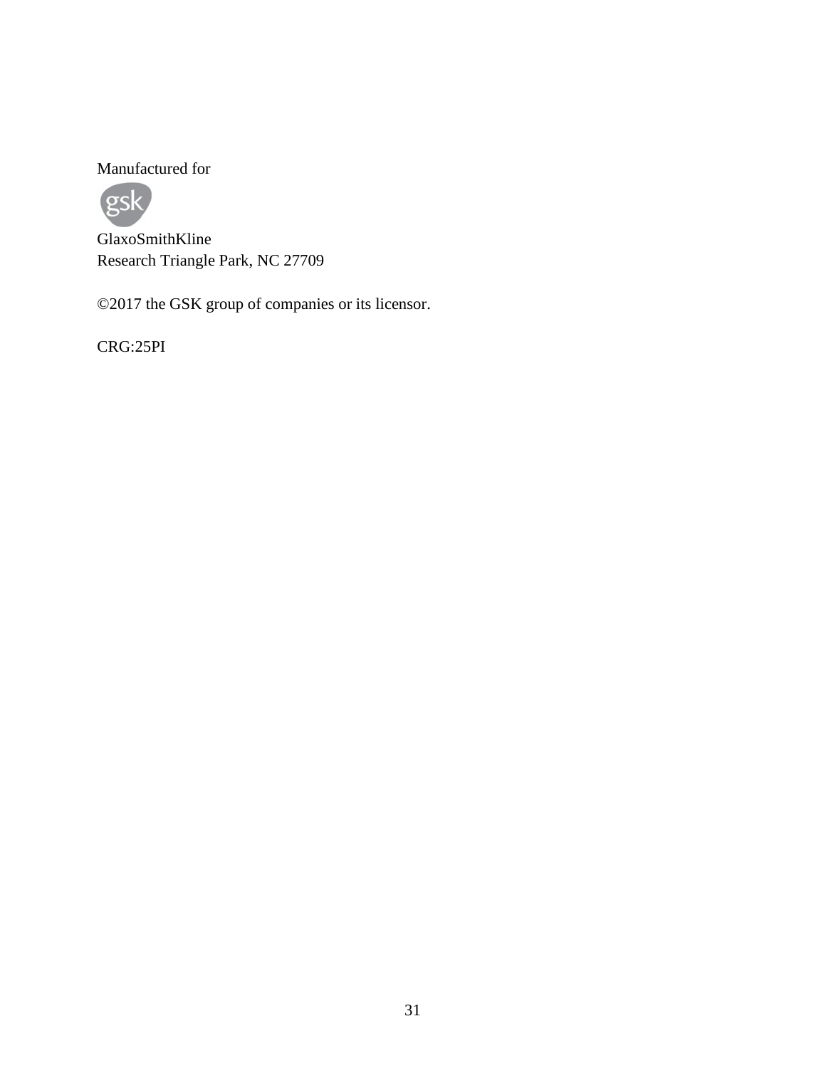Manufactured for

GlaxoSmithKline
Research Triangle Park, NC 27709

©2017 the GSK group of companies or its licensor.

CRG:25PI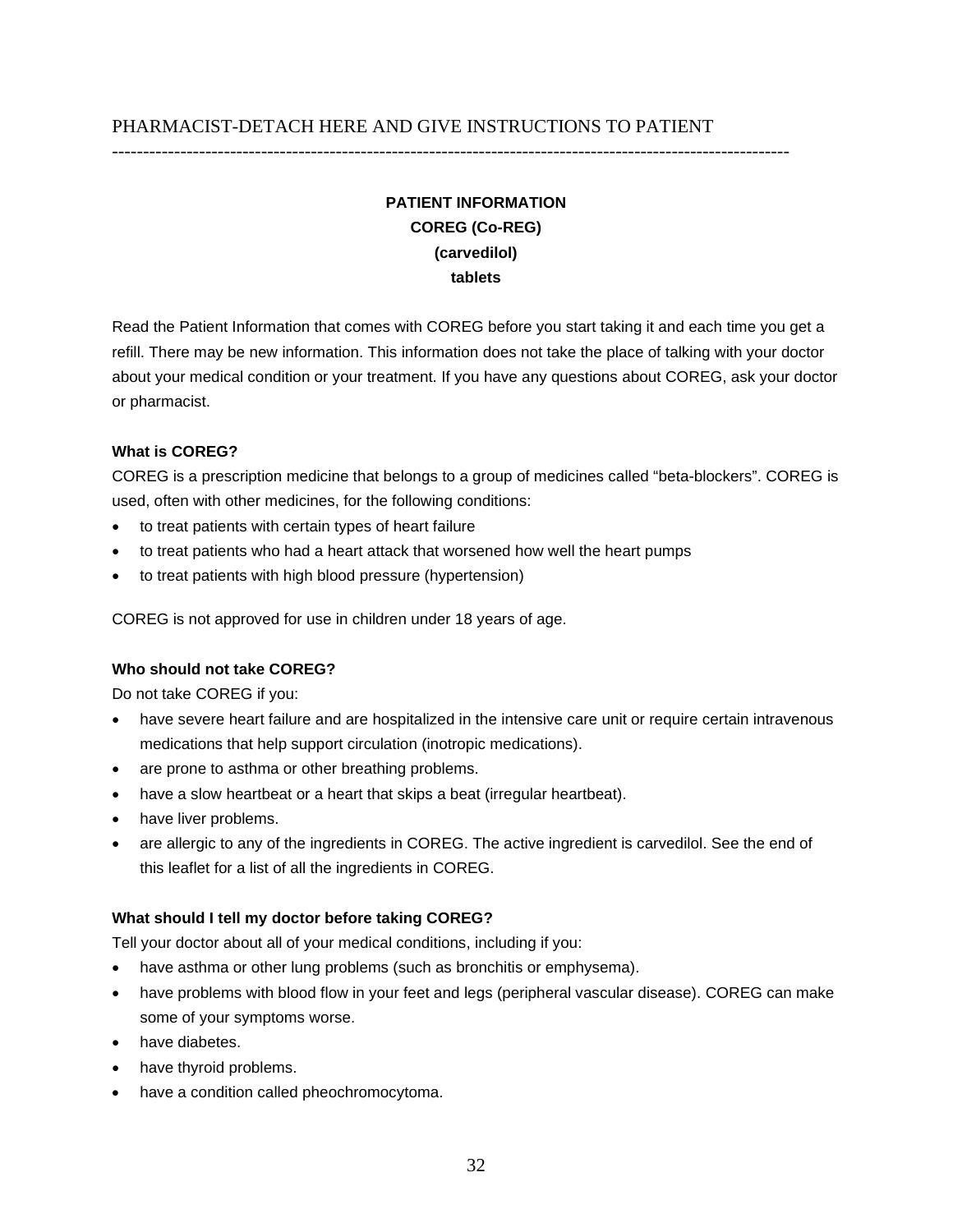PHARMACIST-DETACH HERE AND GIVE INSTRUCTIONS TO PATIENT

---

**PATIENT INFORMATION**
**COREG (Co-REG)**
**(carvedilol)**
**tablets**

Read the Patient Information that comes with COREG before you start taking it and each time you get a refill. There may be new information. This information does not take the place of talking with your doctor about your medical condition or your treatment. If you have any questions about COREG, ask your doctor or pharmacist.

**What is COREG?**

COREG is a prescription medicine that belongs to a group of medicines called "beta-blockers". COREG is used, often with other medicines, for the following conditions:

- to treat patients with certain types of heart failure
- to treat patients who had a heart attack that worsened how well the heart pumps
- to treat patients with high blood pressure (hypertension)

COREG is not approved for use in children under 18 years of age.

**Who should not take COREG?**

Do not take COREG if you:

- have severe heart failure and are hospitalized in the intensive care unit or require certain intravenous medications that help support circulation (inotropic medications).
- are prone to asthma or other breathing problems.
- have a slow heartbeat or a heart that skips a beat (irregular heartbeat).
- have liver problems.
- are allergic to any of the ingredients in COREG. The active ingredient is carvedilol. See the end of this leaflet for a list of all the ingredients in COREG.

**What should I tell my doctor before taking COREG?**

Tell your doctor about all of your medical conditions, including if you:

- have asthma or other lung problems (such as bronchitis or emphysema).
- have problems with blood flow in your feet and legs (peripheral vascular disease). COREG can make some of your symptoms worse.
- have diabetes.
- have thyroid problems.
- have a condition called pheochromocytoma.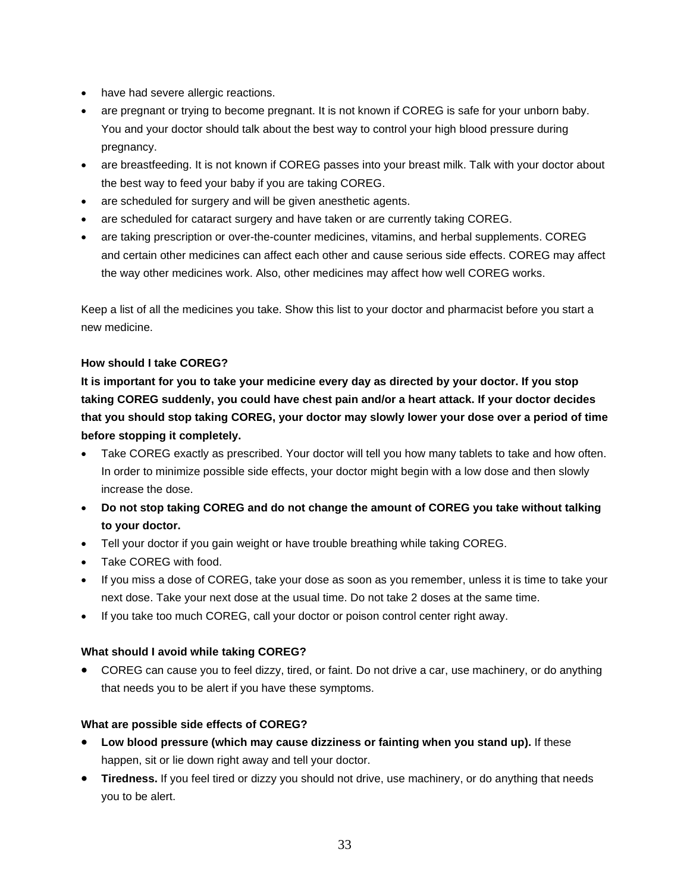- have had severe allergic reactions.
- are pregnant or trying to become pregnant. It is not known if COREG is safe for your unborn baby. You and your doctor should talk about the best way to control your high blood pressure during pregnancy.
- are breastfeeding. It is not known if COREG passes into your breast milk. Talk with your doctor about the best way to feed your baby if you are taking COREG.
- are scheduled for surgery and will be given anesthetic agents.
- are scheduled for cataract surgery and have taken or are currently taking COREG.
- are taking prescription or over-the-counter medicines, vitamins, and herbal supplements. COREG and certain other medicines can affect each other and cause serious side effects. COREG may affect the way other medicines work. Also, other medicines may affect how well COREG works.

Keep a list of all the medicines you take. Show this list to your doctor and pharmacist before you start a new medicine.

**How should I take COREG?**

**It is important for you to take your medicine every day as directed by your doctor. If you stop taking COREG suddenly, you could have chest pain and/or a heart attack. If your doctor decides that you should stop taking COREG, your doctor may slowly lower your dose over a period of time before stopping it completely.**

- Take COREG exactly as prescribed. Your doctor will tell you how many tablets to take and how often. In order to minimize possible side effects, your doctor might begin with a low dose and then slowly increase the dose.
- **Do not stop taking COREG and do not change the amount of COREG you take without talking to your doctor.**
- Tell your doctor if you gain weight or have trouble breathing while taking COREG.
- Take COREG with food.
- If you miss a dose of COREG, take your dose as soon as you remember, unless it is time to take your next dose. Take your next dose at the usual time. Do not take 2 doses at the same time.
- If you take too much COREG, call your doctor or poison control center right away.

**What should I avoid while taking COREG?**

- COREG can cause you to feel dizzy, tired, or faint. Do not drive a car, use machinery, or do anything that needs you to be alert if you have these symptoms.

**What are possible side effects of COREG?**

- **Low blood pressure (which may cause dizziness or fainting when you stand up).** If these happen, sit or lie down right away and tell your doctor.
- **Tiredness.** If you feel tired or dizzy you should not drive, use machinery, or do anything that needs you to be alert.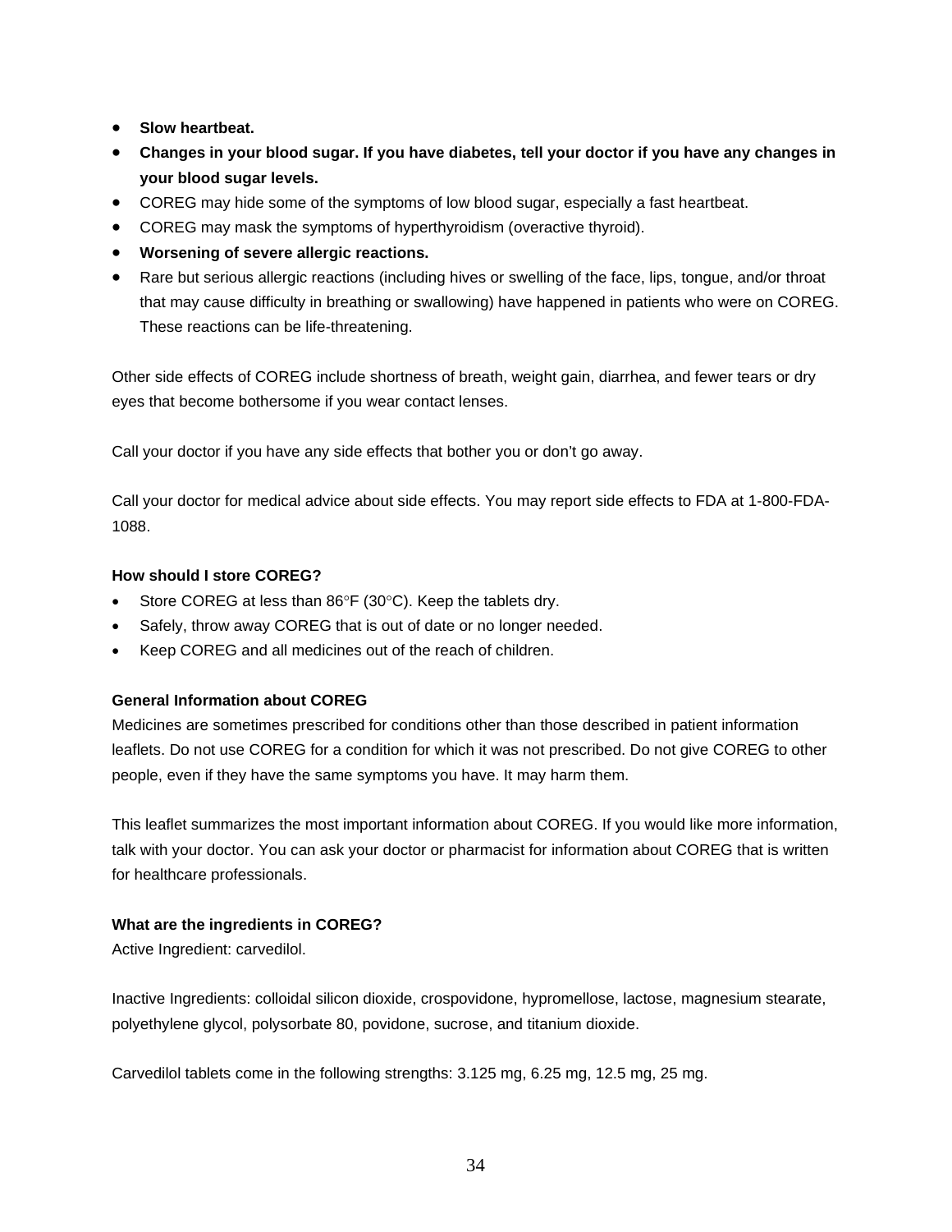- **Slow heartbeat.**
- **Changes in your blood sugar. If you have diabetes, tell your doctor if you have any changes in your blood sugar levels.**
- COREG may hide some of the symptoms of low blood sugar, especially a fast heartbeat.
- COREG may mask the symptoms of hyperthyroidism (overactive thyroid).
- **Worsening of severe allergic reactions.**
- Rare but serious allergic reactions (including hives or swelling of the face, lips, tongue, and/or throat that may cause difficulty in breathing or swallowing) have happened in patients who were on COREG. These reactions can be life-threatening.

Other side effects of COREG include shortness of breath, weight gain, diarrhea, and fewer tears or dry eyes that become bothersome if you wear contact lenses.

Call your doctor if you have any side effects that bother you or don't go away.

Call your doctor for medical advice about side effects. You may report side effects to FDA at 1-800-FDA-1088.

**How should I store COREG?**

- Store COREG at less than 86°F (30°C). Keep the tablets dry.
- Safely, throw away COREG that is out of date or no longer needed.
- Keep COREG and all medicines out of the reach of children.

**General Information about COREG**

Medicines are sometimes prescribed for conditions other than those described in patient information leaflets. Do not use COREG for a condition for which it was not prescribed. Do not give COREG to other people, even if they have the same symptoms you have. It may harm them.

This leaflet summarizes the most important information about COREG. If you would like more information, talk with your doctor. You can ask your doctor or pharmacist for information about COREG that is written for healthcare professionals.

**What are the ingredients in COREG?**

Active Ingredient: carvedilol.

Inactive Ingredients: colloidal silicon dioxide, crospovidone, hypromellose, lactose, magnesium stearate, polyethylene glycol, polysorbate 80, povidone, sucrose, and titanium dioxide.

Carvedilol tablets come in the following strengths: 3.125 mg, 6.25 mg, 12.5 mg, 25 mg.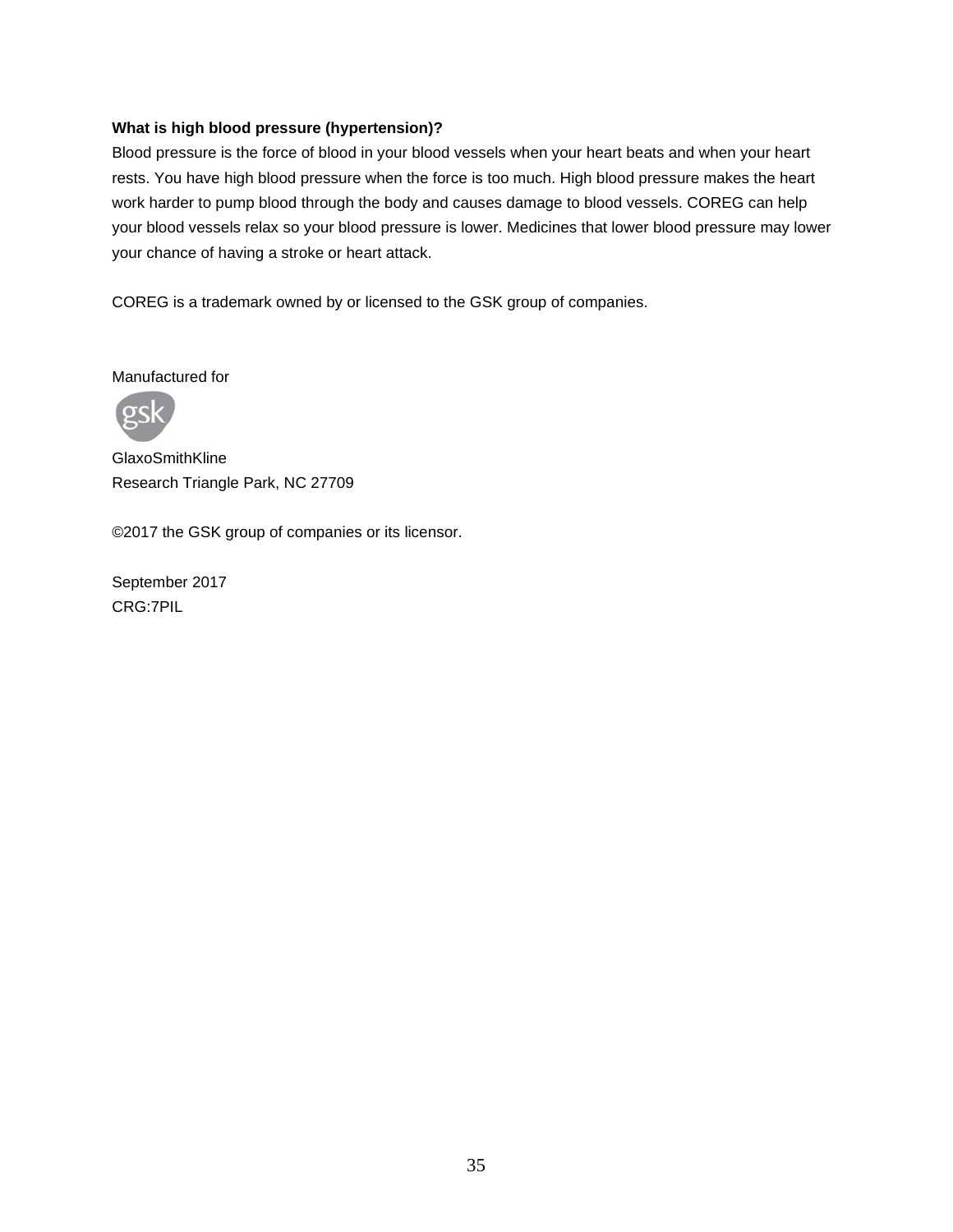**What is high blood pressure (hypertension)?**

Blood pressure is the force of blood in your blood vessels when your heart beats and when your heart rests. You have high blood pressure when the force is too much. High blood pressure makes the heart work harder to pump blood through the body and causes damage to blood vessels. COREG can help your blood vessels relax so your blood pressure is lower. Medicines that lower blood pressure may lower your chance of having a stroke or heart attack.

COREG is a trademark owned by or licensed to the GSK group of companies.

Manufactured for

gsk

GlaxoSmithKline
Research Triangle Park, NC 27709

©2017 the GSK group of companies or its licensor.

September 2017
CRG:7PIL